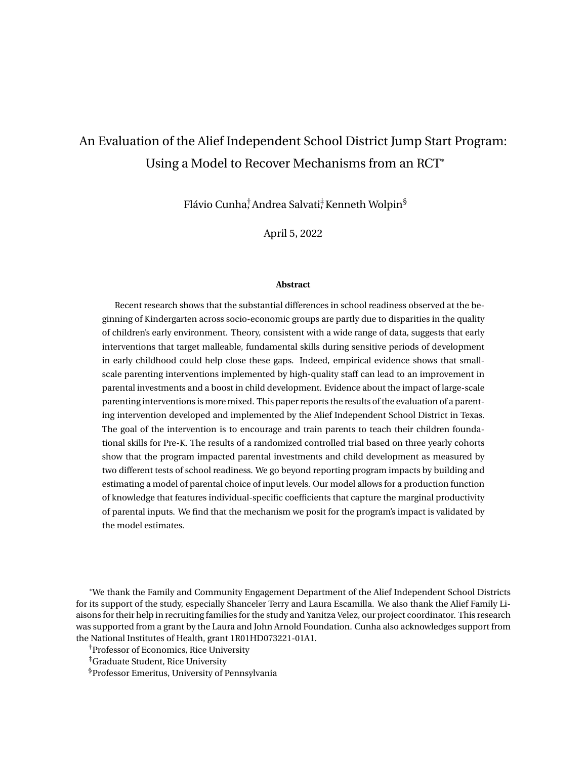# An Evaluation of the Alief Independent School District Jump Start Program: Using a Model to Recover Mechanisms from an RCT[*]

Flávio Cunha,[†] Andrea Salvati,[‡] Kenneth Wolpin[§]

April 5, 2022

### Abstract

Recent research shows that the substantial differences in school readiness observed at the beginning of Kindergarten across socio-economic groups are partly due to disparities in the quality of children's early environment. Theory, consistent with a wide range of data, suggests that early interventions that target malleable, fundamental skills during sensitive periods of development in early childhood could help close these gaps. Indeed, empirical evidence shows that small-scale parenting interventions implemented by high-quality staff can lead to an improvement in parental investments and a boost in child development. Evidence about the impact of large-scale parenting interventions is more mixed. This paper reports the results of the evaluation of a parenting intervention developed and implemented by the Alief Independent School District in Texas. The goal of the intervention is to encourage and train parents to teach their children foundational skills for Pre-K. The results of a randomized controlled trial based on three yearly cohorts show that the program impacted parental investments and child development as measured by two different tests of school readiness. We go beyond reporting program impacts by building and estimating a model of parental choice of input levels. Our model allows for a production function of knowledge that features individual-specific coefficients that capture the marginal productivity of parental inputs. We find that the mechanism we posit for the program's impact is validated by the model estimates.

[*]We thank the Family and Community Engagement Department of the Alief Independent School Districts for its support of the study, especially Shanceler Terry and Laura Escamilla. We also thank the Alief Family Liaisons for their help in recruiting families for the study and Yanitza Velez, our project coordinator. This research was supported from a grant by the Laura and John Arnold Foundation. Cunha also acknowledges support from the National Institutes of Health, grant 1R01HD073221-01A1.

[†]Professor of Economics, Rice University

[‡]Graduate Student, Rice University

[§]Professor Emeritus, University of Pennsylvania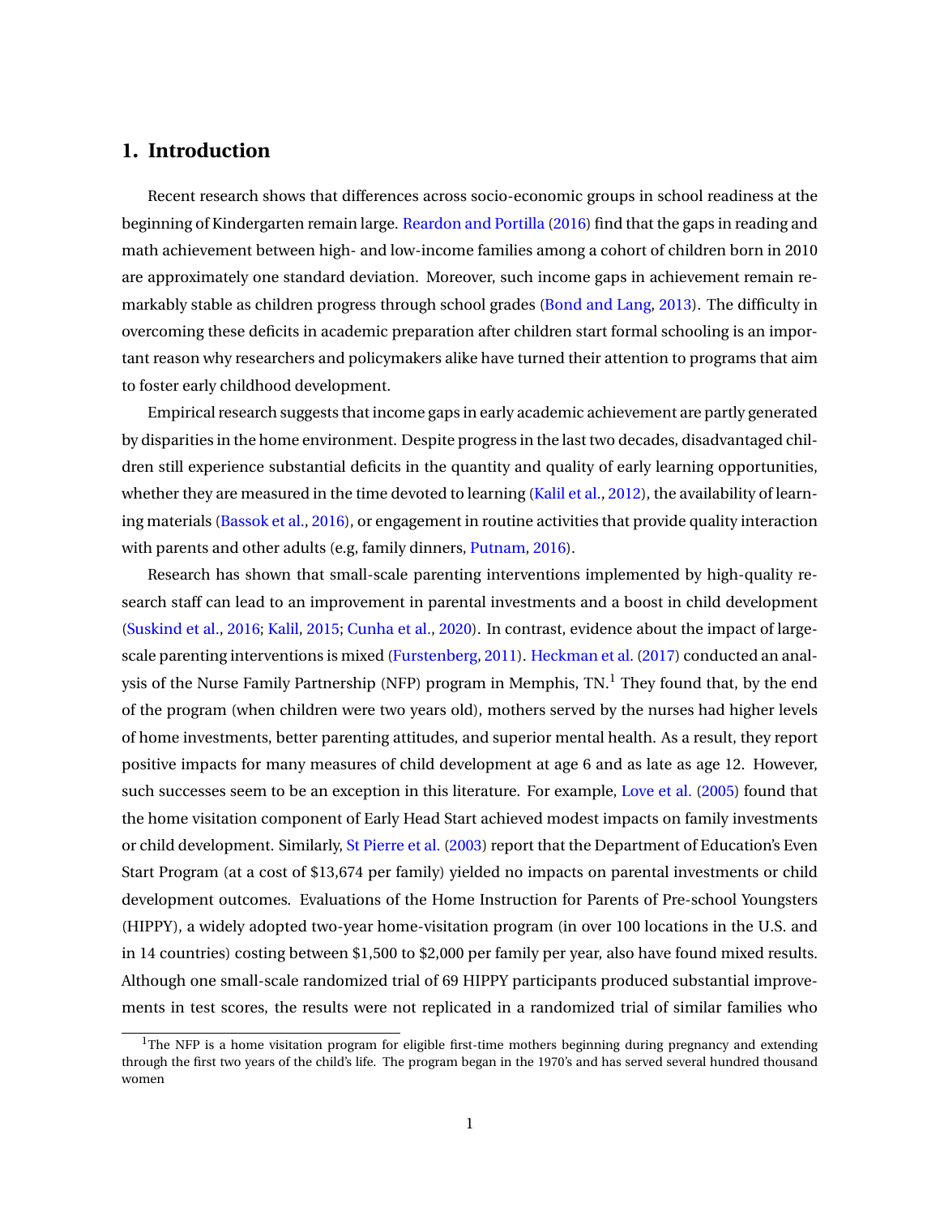# 1. Introduction

Recent research shows that differences across socio-economic groups in school readiness at the beginning of Kindergarten remain large. Reardon and Portilla (2016) find that the gaps in reading and math achievement between high- and low-income families among a cohort of children born in 2010 are approximately one standard deviation. Moreover, such income gaps in achievement remain remarkably stable as children progress through school grades (Bond and Lang, 2013). The difficulty in overcoming these deficits in academic preparation after children start formal schooling is an important reason why researchers and policymakers alike have turned their attention to programs that aim to foster early childhood development.

Empirical research suggests that income gaps in early academic achievement are partly generated by disparities in the home environment. Despite progress in the last two decades, disadvantaged children still experience substantial deficits in the quantity and quality of early learning opportunities, whether they are measured in the time devoted to learning (Kalil et al., 2012), the availability of learning materials (Bassok et al., 2016), or engagement in routine activities that provide quality interaction with parents and other adults (e.g, family dinners, Putnam, 2016).

Research has shown that small-scale parenting interventions implemented by high-quality research staff can lead to an improvement in parental investments and a boost in child development (Suskind et al., 2016; Kalil, 2015; Cunha et al., 2020). In contrast, evidence about the impact of large-scale parenting interventions is mixed (Furstenberg, 2011). Heckman et al. (2017) conducted an analysis of the Nurse Family Partnership (NFP) program in Memphis, TN.[1] They found that, by the end of the program (when children were two years old), mothers served by the nurses had higher levels of home investments, better parenting attitudes, and superior mental health. As a result, they report positive impacts for many measures of child development at age 6 and as late as age 12. However, such successes seem to be an exception in this literature. For example, Love et al. (2005) found that the home visitation component of Early Head Start achieved modest impacts on family investments or child development. Similarly, St Pierre et al. (2003) report that the Department of Education's Even Start Program (at a cost of $13,674 per family) yielded no impacts on parental investments or child development outcomes. Evaluations of the Home Instruction for Parents of Pre-school Youngsters (HIPPY), a widely adopted two-year home-visitation program (in over 100 locations in the U.S. and in 14 countries) costing between $1,500 to $2,000 per family per year, also have found mixed results. Although one small-scale randomized trial of 69 HIPPY participants produced substantial improvements in test scores, the results were not replicated in a randomized trial of similar families who

[1] The NFP is a home visitation program for eligible first-time mothers beginning during pregnancy and extending through the first two years of the child's life. The program began in the 1970's and has served several hundred thousand women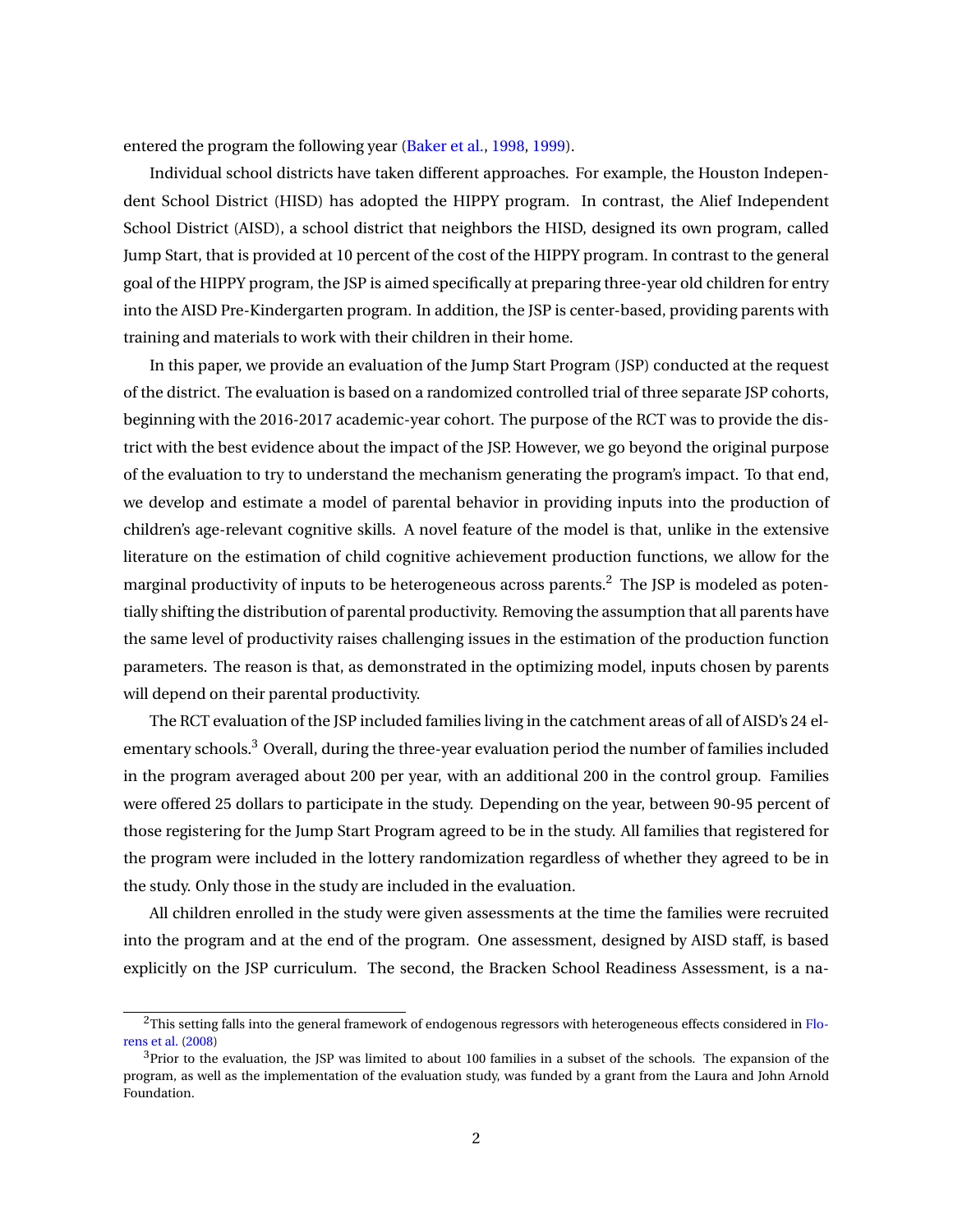entered the program the following year (Baker et al., 1998, 1999).

Individual school districts have taken different approaches. For example, the Houston Independent School District (HISD) has adopted the HIPPY program. In contrast, the Alief Independent School District (AISD), a school district that neighbors the HISD, designed its own program, called Jump Start, that is provided at 10 percent of the cost of the HIPPY program. In contrast to the general goal of the HIPPY program, the JSP is aimed specifically at preparing three-year old children for entry into the AISD Pre-Kindergarten program. In addition, the JSP is center-based, providing parents with training and materials to work with their children in their home.

In this paper, we provide an evaluation of the Jump Start Program (JSP) conducted at the request of the district. The evaluation is based on a randomized controlled trial of three separate JSP cohorts, beginning with the 2016-2017 academic-year cohort. The purpose of the RCT was to provide the district with the best evidence about the impact of the JSP. However, we go beyond the original purpose of the evaluation to try to understand the mechanism generating the program's impact. To that end, we develop and estimate a model of parental behavior in providing inputs into the production of children's age-relevant cognitive skills. A novel feature of the model is that, unlike in the extensive literature on the estimation of child cognitive achievement production functions, we allow for the marginal productivity of inputs to be heterogeneous across parents.[2] The JSP is modeled as potentially shifting the distribution of parental productivity. Removing the assumption that all parents have the same level of productivity raises challenging issues in the estimation of the production function parameters. The reason is that, as demonstrated in the optimizing model, inputs chosen by parents will depend on their parental productivity.

The RCT evaluation of the JSP included families living in the catchment areas of all of AISD's 24 elementary schools.[3] Overall, during the three-year evaluation period the number of families included in the program averaged about 200 per year, with an additional 200 in the control group. Families were offered 25 dollars to participate in the study. Depending on the year, between 90-95 percent of those registering for the Jump Start Program agreed to be in the study. All families that registered for the program were included in the lottery randomization regardless of whether they agreed to be in the study. Only those in the study are included in the evaluation.

All children enrolled in the study were given assessments at the time the families were recruited into the program and at the end of the program. One assessment, designed by AISD staff, is based explicitly on the JSP curriculum. The second, the Bracken School Readiness Assessment, is a na-

[2] This setting falls into the general framework of endogenous regressors with heterogeneous effects considered in Florens et al. (2008)

[3] Prior to the evaluation, the JSP was limited to about 100 families in a subset of the schools. The expansion of the program, as well as the implementation of the evaluation study, was funded by a grant from the Laura and John Arnold Foundation.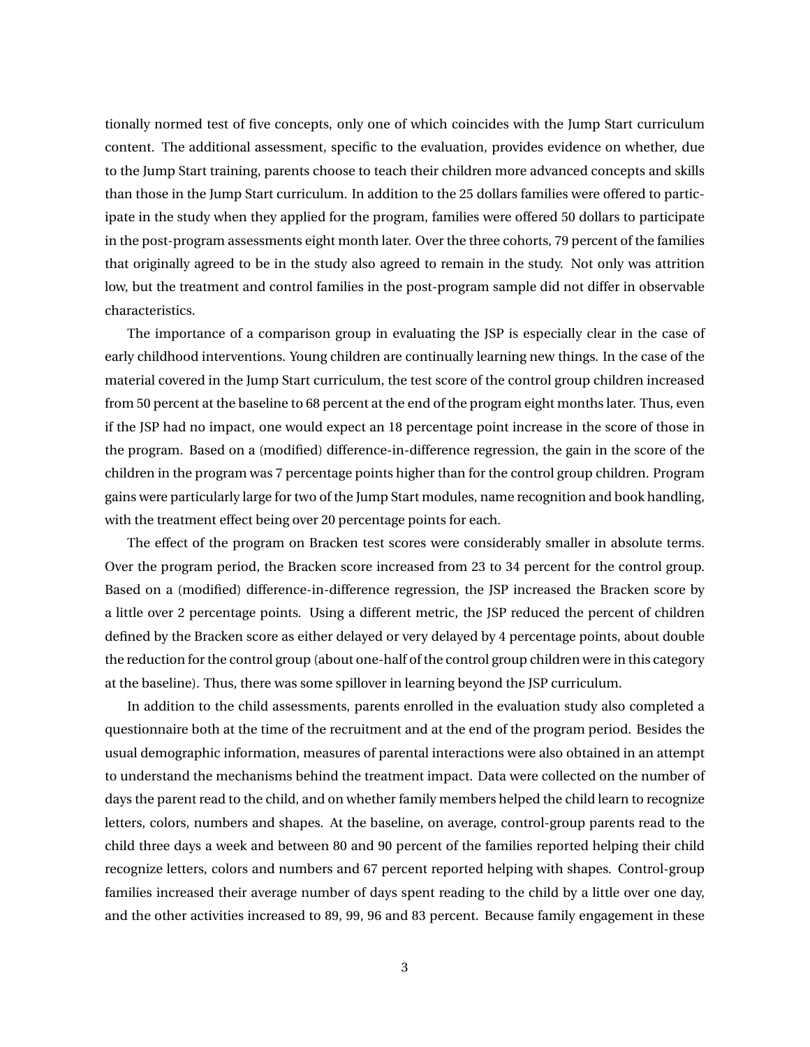tionally normed test of five concepts, only one of which coincides with the Jump Start curriculum content. The additional assessment, specific to the evaluation, provides evidence on whether, due to the Jump Start training, parents choose to teach their children more advanced concepts and skills than those in the Jump Start curriculum. In addition to the 25 dollars families were offered to participate in the study when they applied for the program, families were offered 50 dollars to participate in the post-program assessments eight month later. Over the three cohorts, 79 percent of the families that originally agreed to be in the study also agreed to remain in the study. Not only was attrition low, but the treatment and control families in the post-program sample did not differ in observable characteristics.

The importance of a comparison group in evaluating the JSP is especially clear in the case of early childhood interventions. Young children are continually learning new things. In the case of the material covered in the Jump Start curriculum, the test score of the control group children increased from 50 percent at the baseline to 68 percent at the end of the program eight months later. Thus, even if the JSP had no impact, one would expect an 18 percentage point increase in the score of those in the program. Based on a (modified) difference-in-difference regression, the gain in the score of the children in the program was 7 percentage points higher than for the control group children. Program gains were particularly large for two of the Jump Start modules, name recognition and book handling, with the treatment effect being over 20 percentage points for each.

The effect of the program on Bracken test scores were considerably smaller in absolute terms. Over the program period, the Bracken score increased from 23 to 34 percent for the control group. Based on a (modified) difference-in-difference regression, the JSP increased the Bracken score by a little over 2 percentage points. Using a different metric, the JSP reduced the percent of children defined by the Bracken score as either delayed or very delayed by 4 percentage points, about double the reduction for the control group (about one-half of the control group children were in this category at the baseline). Thus, there was some spillover in learning beyond the JSP curriculum.

In addition to the child assessments, parents enrolled in the evaluation study also completed a questionnaire both at the time of the recruitment and at the end of the program period. Besides the usual demographic information, measures of parental interactions were also obtained in an attempt to understand the mechanisms behind the treatment impact. Data were collected on the number of days the parent read to the child, and on whether family members helped the child learn to recognize letters, colors, numbers and shapes. At the baseline, on average, control-group parents read to the child three days a week and between 80 and 90 percent of the families reported helping their child recognize letters, colors and numbers and 67 percent reported helping with shapes. Control-group families increased their average number of days spent reading to the child by a little over one day, and the other activities increased to 89, 99, 96 and 83 percent. Because family engagement in these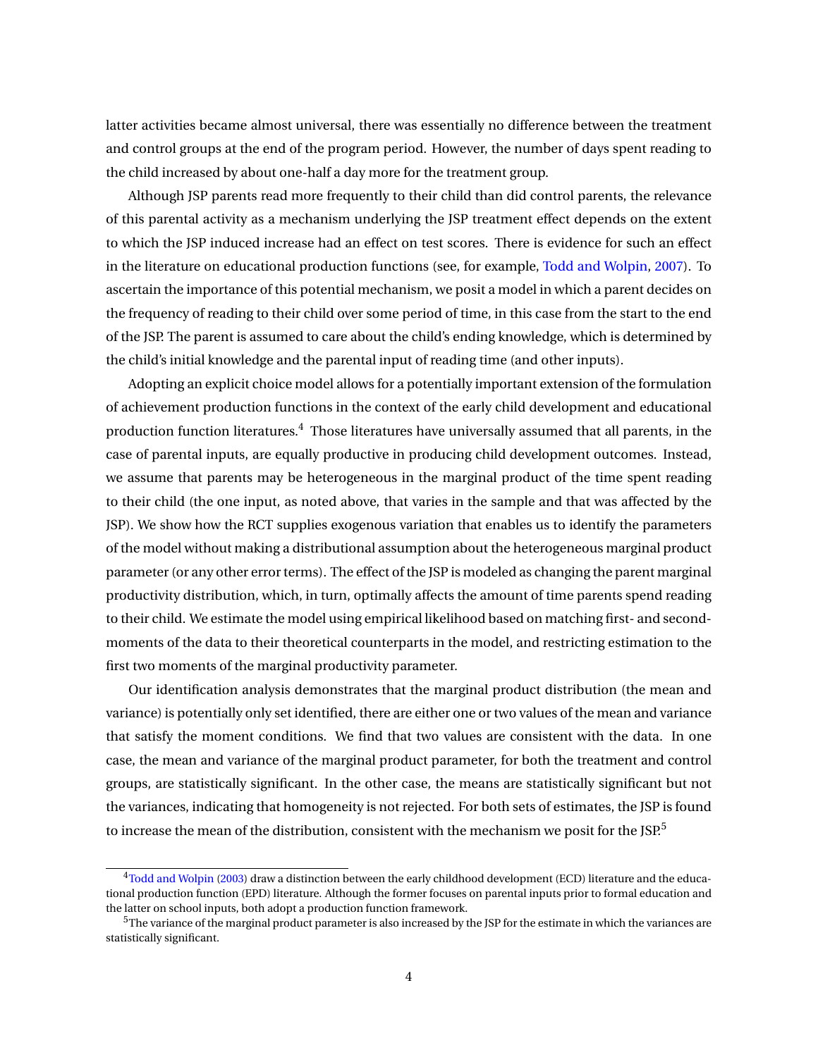latter activities became almost universal, there was essentially no difference between the treatment and control groups at the end of the program period. However, the number of days spent reading to the child increased by about one-half a day more for the treatment group.

Although JSP parents read more frequently to their child than did control parents, the relevance of this parental activity as a mechanism underlying the JSP treatment effect depends on the extent to which the JSP induced increase had an effect on test scores. There is evidence for such an effect in the literature on educational production functions (see, for example, Todd and Wolpin, 2007). To ascertain the importance of this potential mechanism, we posit a model in which a parent decides on the frequency of reading to their child over some period of time, in this case from the start to the end of the JSP. The parent is assumed to care about the child's ending knowledge, which is determined by the child's initial knowledge and the parental input of reading time (and other inputs).

Adopting an explicit choice model allows for a potentially important extension of the formulation of achievement production functions in the context of the early child development and educational production function literatures.[4] Those literatures have universally assumed that all parents, in the case of parental inputs, are equally productive in producing child development outcomes. Instead, we assume that parents may be heterogeneous in the marginal product of the time spent reading to their child (the one input, as noted above, that varies in the sample and that was affected by the JSP). We show how the RCT supplies exogenous variation that enables us to identify the parameters of the model without making a distributional assumption about the heterogeneous marginal product parameter (or any other error terms). The effect of the JSP is modeled as changing the parent marginal productivity distribution, which, in turn, optimally affects the amount of time parents spend reading to their child. We estimate the model using empirical likelihood based on matching first- and second-moments of the data to their theoretical counterparts in the model, and restricting estimation to the first two moments of the marginal productivity parameter.

Our identification analysis demonstrates that the marginal product distribution (the mean and variance) is potentially only set identified, there are either one or two values of the mean and variance that satisfy the moment conditions. We find that two values are consistent with the data. In one case, the mean and variance of the marginal product parameter, for both the treatment and control groups, are statistically significant. In the other case, the means are statistically significant but not the variances, indicating that homogeneity is not rejected. For both sets of estimates, the JSP is found to increase the mean of the distribution, consistent with the mechanism we posit for the JSP.[5]

[4] Todd and Wolpin (2003) draw a distinction between the early childhood development (ECD) literature and the educational production function (EPD) literature. Although the former focuses on parental inputs prior to formal education and the latter on school inputs, both adopt a production function framework.

[5] The variance of the marginal product parameter is also increased by the JSP for the estimate in which the variances are statistically significant.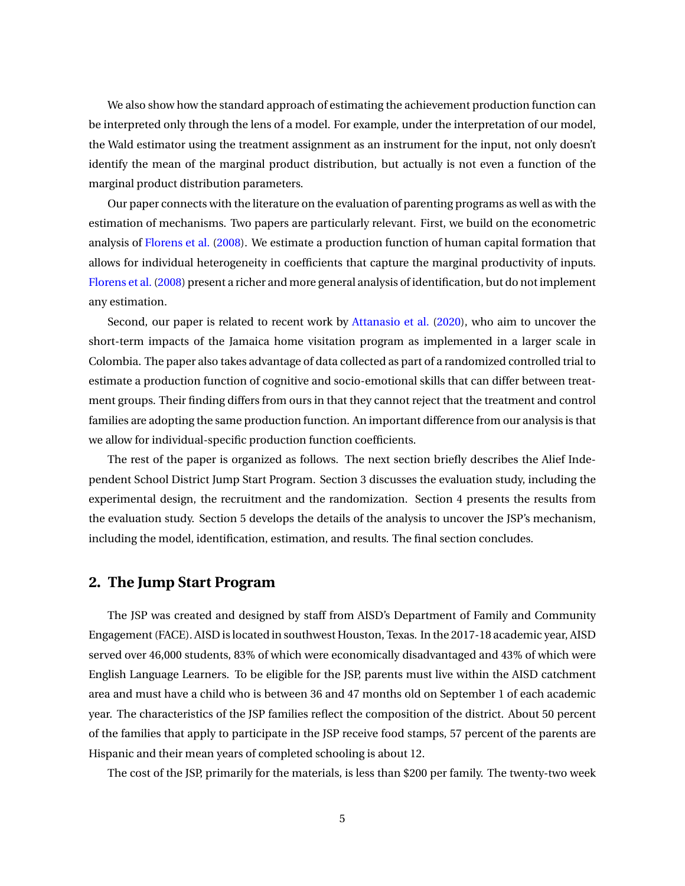We also show how the standard approach of estimating the achievement production function can be interpreted only through the lens of a model. For example, under the interpretation of our model, the Wald estimator using the treatment assignment as an instrument for the input, not only doesn't identify the mean of the marginal product distribution, but actually is not even a function of the marginal product distribution parameters.

Our paper connects with the literature on the evaluation of parenting programs as well as with the estimation of mechanisms. Two papers are particularly relevant. First, we build on the econometric analysis of Florens et al. (2008). We estimate a production function of human capital formation that allows for individual heterogeneity in coefficients that capture the marginal productivity of inputs. Florens et al. (2008) present a richer and more general analysis of identification, but do not implement any estimation.

Second, our paper is related to recent work by Attanasio et al. (2020), who aim to uncover the short-term impacts of the Jamaica home visitation program as implemented in a larger scale in Colombia. The paper also takes advantage of data collected as part of a randomized controlled trial to estimate a production function of cognitive and socio-emotional skills that can differ between treatment groups. Their finding differs from ours in that they cannot reject that the treatment and control families are adopting the same production function. An important difference from our analysis is that we allow for individual-specific production function coefficients.

The rest of the paper is organized as follows. The next section briefly describes the Alief Independent School District Jump Start Program. Section 3 discusses the evaluation study, including the experimental design, the recruitment and the randomization. Section 4 presents the results from the evaluation study. Section 5 develops the details of the analysis to uncover the JSP's mechanism, including the model, identification, estimation, and results. The final section concludes.

## 2. The Jump Start Program

The JSP was created and designed by staff from AISD's Department of Family and Community Engagement (FACE). AISD is located in southwest Houston, Texas. In the 2017-18 academic year, AISD served over 46,000 students, 83% of which were economically disadvantaged and 43% of which were English Language Learners. To be eligible for the JSP, parents must live within the AISD catchment area and must have a child who is between 36 and 47 months old on September 1 of each academic year. The characteristics of the JSP families reflect the composition of the district. About 50 percent of the families that apply to participate in the JSP receive food stamps, 57 percent of the parents are Hispanic and their mean years of completed schooling is about 12.

The cost of the JSP, primarily for the materials, is less than \$200 per family. The twenty-two week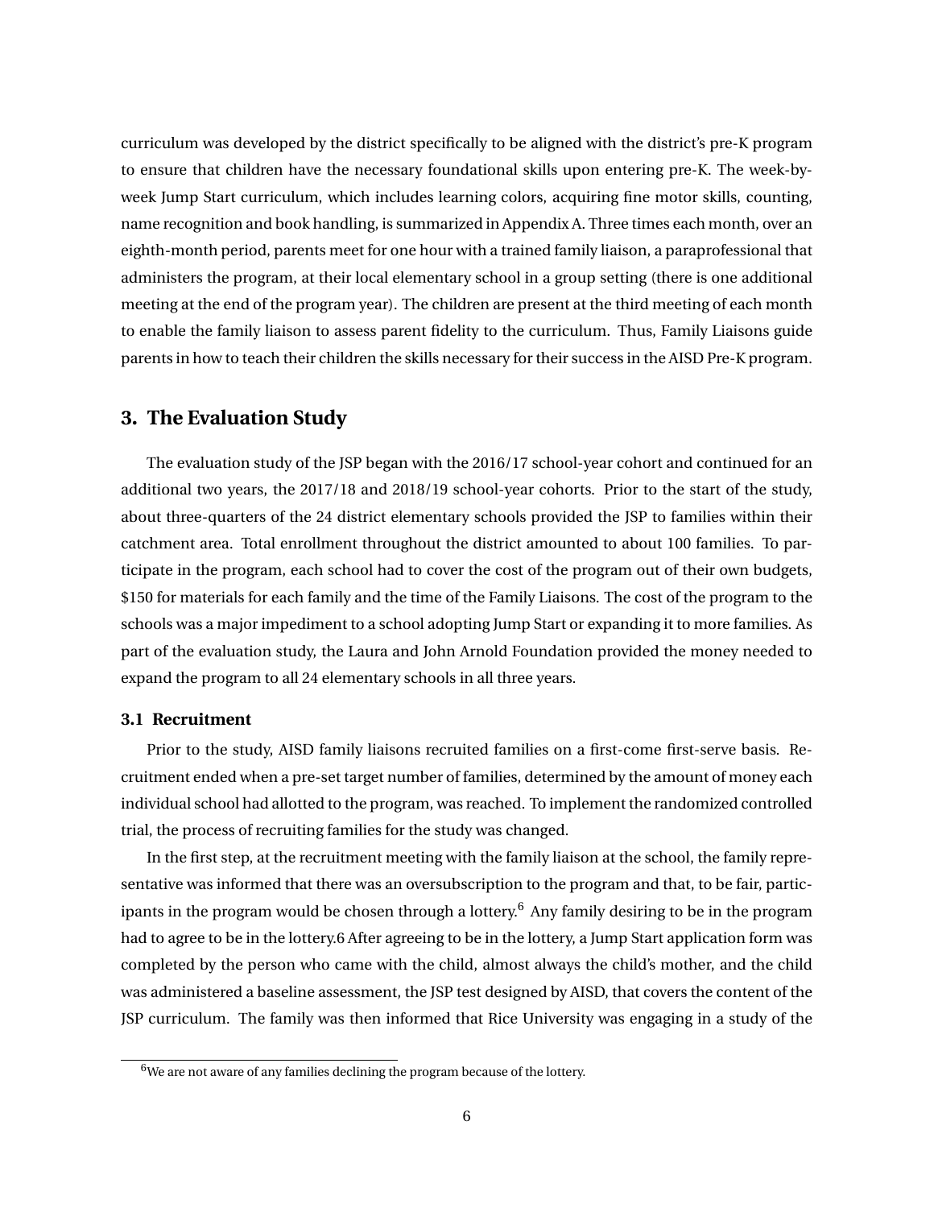curriculum was developed by the district specifically to be aligned with the district's pre-K program to ensure that children have the necessary foundational skills upon entering pre-K. The week-by-week Jump Start curriculum, which includes learning colors, acquiring fine motor skills, counting, name recognition and book handling, is summarized in Appendix A. Three times each month, over an eighth-month period, parents meet for one hour with a trained family liaison, a paraprofessional that administers the program, at their local elementary school in a group setting (there is one additional meeting at the end of the program year). The children are present at the third meeting of each month to enable the family liaison to assess parent fidelity to the curriculum. Thus, Family Liaisons guide parents in how to teach their children the skills necessary for their success in the AISD Pre-K program.

## 3. The Evaluation Study

The evaluation study of the JSP began with the 2016/17 school-year cohort and continued for an additional two years, the 2017/18 and 2018/19 school-year cohorts. Prior to the start of the study, about three-quarters of the 24 district elementary schools provided the JSP to families within their catchment area. Total enrollment throughout the district amounted to about 100 families. To participate in the program, each school had to cover the cost of the program out of their own budgets, $150 for materials for each family and the time of the Family Liaisons. The cost of the program to the schools was a major impediment to a school adopting Jump Start or expanding it to more families. As part of the evaluation study, the Laura and John Arnold Foundation provided the money needed to expand the program to all 24 elementary schools in all three years.

### 3.1 Recruitment

Prior to the study, AISD family liaisons recruited families on a first-come first-serve basis. Recruitment ended when a pre-set target number of families, determined by the amount of money each individual school had allotted to the program, was reached. To implement the randomized controlled trial, the process of recruiting families for the study was changed.

In the first step, at the recruitment meeting with the family liaison at the school, the family representative was informed that there was an oversubscription to the program and that, to be fair, participants in the program would be chosen through a lottery.[6] Any family desiring to be in the program had to agree to be in the lottery.6 After agreeing to be in the lottery, a Jump Start application form was completed by the person who came with the child, almost always the child's mother, and the child was administered a baseline assessment, the JSP test designed by AISD, that covers the content of the JSP curriculum. The family was then informed that Rice University was engaging in a study of the

[6] We are not aware of any families declining the program because of the lottery.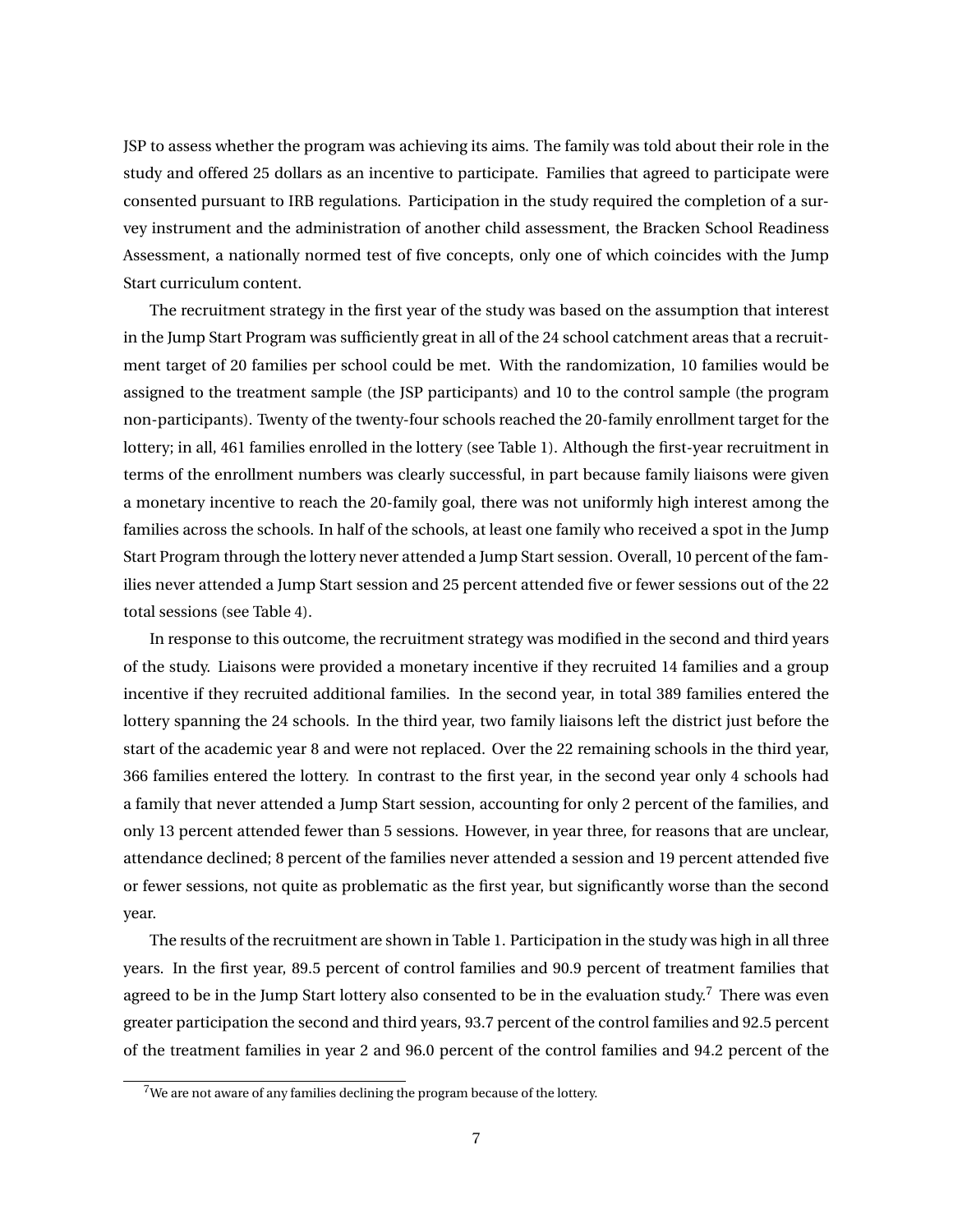JSP to assess whether the program was achieving its aims. The family was told about their role in the study and offered 25 dollars as an incentive to participate. Families that agreed to participate were consented pursuant to IRB regulations. Participation in the study required the completion of a survey instrument and the administration of another child assessment, the Bracken School Readiness Assessment, a nationally normed test of five concepts, only one of which coincides with the Jump Start curriculum content.

The recruitment strategy in the first year of the study was based on the assumption that interest in the Jump Start Program was sufficiently great in all of the 24 school catchment areas that a recruitment target of 20 families per school could be met. With the randomization, 10 families would be assigned to the treatment sample (the JSP participants) and 10 to the control sample (the program non-participants). Twenty of the twenty-four schools reached the 20-family enrollment target for the lottery; in all, 461 families enrolled in the lottery (see Table 1). Although the first-year recruitment in terms of the enrollment numbers was clearly successful, in part because family liaisons were given a monetary incentive to reach the 20-family goal, there was not uniformly high interest among the families across the schools. In half of the schools, at least one family who received a spot in the Jump Start Program through the lottery never attended a Jump Start session. Overall, 10 percent of the families never attended a Jump Start session and 25 percent attended five or fewer sessions out of the 22 total sessions (see Table 4).

In response to this outcome, the recruitment strategy was modified in the second and third years of the study. Liaisons were provided a monetary incentive if they recruited 14 families and a group incentive if they recruited additional families. In the second year, in total 389 families entered the lottery spanning the 24 schools. In the third year, two family liaisons left the district just before the start of the academic year 8 and were not replaced. Over the 22 remaining schools in the third year, 366 families entered the lottery. In contrast to the first year, in the second year only 4 schools had a family that never attended a Jump Start session, accounting for only 2 percent of the families, and only 13 percent attended fewer than 5 sessions. However, in year three, for reasons that are unclear, attendance declined; 8 percent of the families never attended a session and 19 percent attended five or fewer sessions, not quite as problematic as the first year, but significantly worse than the second year.

The results of the recruitment are shown in Table 1. Participation in the study was high in all three years. In the first year, 89.5 percent of control families and 90.9 percent of treatment families that agreed to be in the Jump Start lottery also consented to be in the evaluation study.[7] There was even greater participation the second and third years, 93.7 percent of the control families and 92.5 percent of the treatment families in year 2 and 96.0 percent of the control families and 94.2 percent of the

[7] We are not aware of any families declining the program because of the lottery.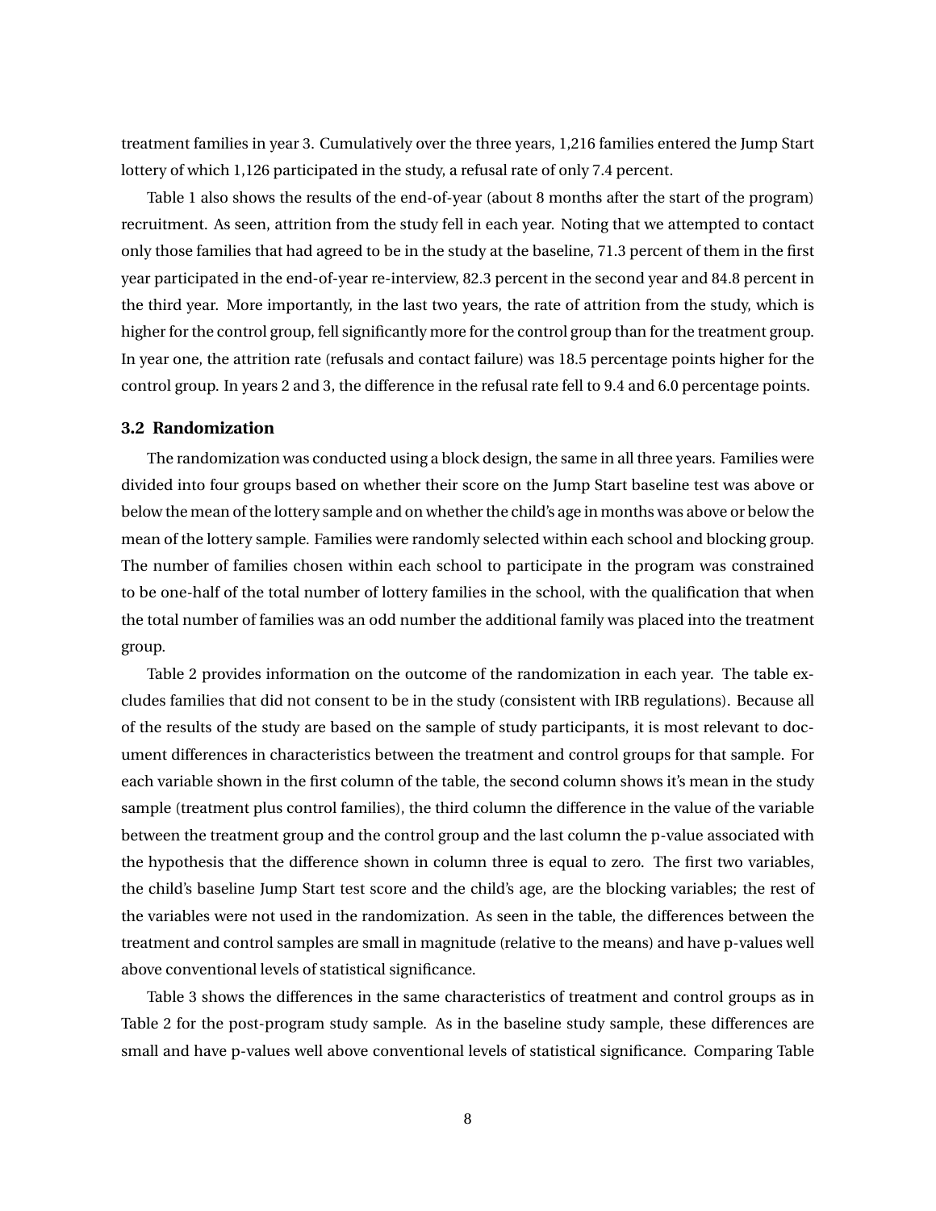treatment families in year 3. Cumulatively over the three years, 1,216 families entered the Jump Start lottery of which 1,126 participated in the study, a refusal rate of only 7.4 percent.

Table 1 also shows the results of the end-of-year (about 8 months after the start of the program) recruitment. As seen, attrition from the study fell in each year. Noting that we attempted to contact only those families that had agreed to be in the study at the baseline, 71.3 percent of them in the first year participated in the end-of-year re-interview, 82.3 percent in the second year and 84.8 percent in the third year. More importantly, in the last two years, the rate of attrition from the study, which is higher for the control group, fell significantly more for the control group than for the treatment group. In year one, the attrition rate (refusals and contact failure) was 18.5 percentage points higher for the control group. In years 2 and 3, the difference in the refusal rate fell to 9.4 and 6.0 percentage points.

### 3.2 Randomization

The randomization was conducted using a block design, the same in all three years. Families were divided into four groups based on whether their score on the Jump Start baseline test was above or below the mean of the lottery sample and on whether the child's age in months was above or below the mean of the lottery sample. Families were randomly selected within each school and blocking group. The number of families chosen within each school to participate in the program was constrained to be one-half of the total number of lottery families in the school, with the qualification that when the total number of families was an odd number the additional family was placed into the treatment group.

Table 2 provides information on the outcome of the randomization in each year. The table excludes families that did not consent to be in the study (consistent with IRB regulations). Because all of the results of the study are based on the sample of study participants, it is most relevant to document differences in characteristics between the treatment and control groups for that sample. For each variable shown in the first column of the table, the second column shows it's mean in the study sample (treatment plus control families), the third column the difference in the value of the variable between the treatment group and the control group and the last column the p-value associated with the hypothesis that the difference shown in column three is equal to zero. The first two variables, the child's baseline Jump Start test score and the child's age, are the blocking variables; the rest of the variables were not used in the randomization. As seen in the table, the differences between the treatment and control samples are small in magnitude (relative to the means) and have p-values well above conventional levels of statistical significance.

Table 3 shows the differences in the same characteristics of treatment and control groups as in Table 2 for the post-program study sample. As in the baseline study sample, these differences are small and have p-values well above conventional levels of statistical significance. Comparing Table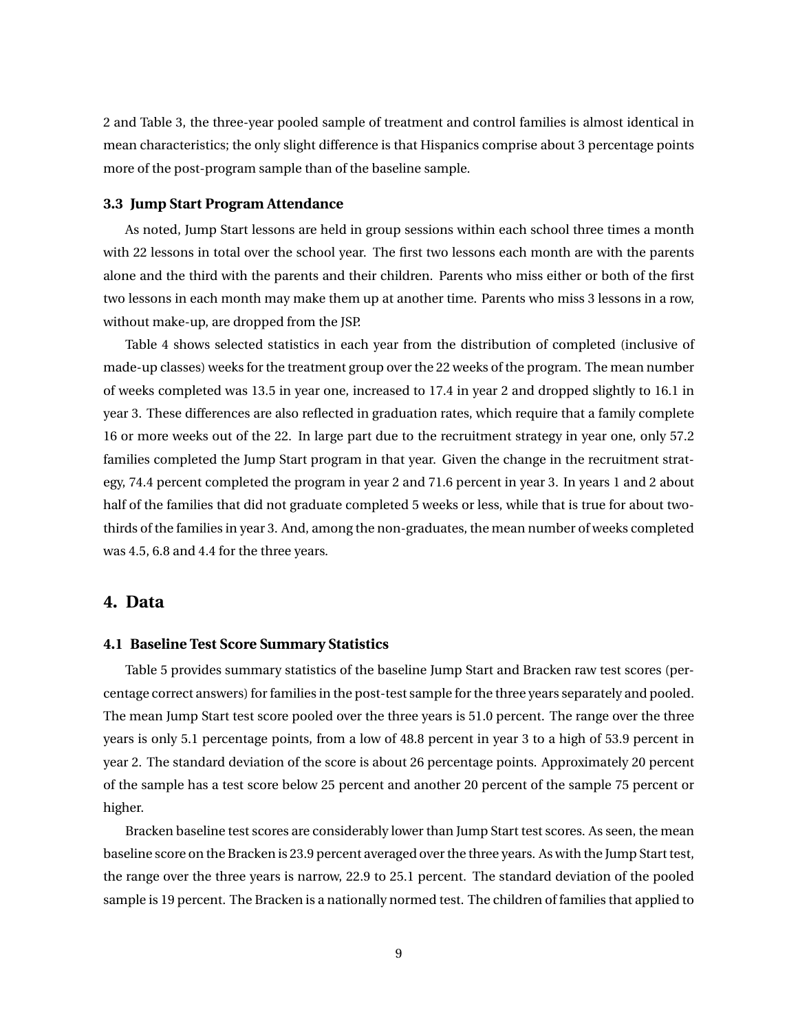2 and Table 3, the three-year pooled sample of treatment and control families is almost identical in mean characteristics; the only slight difference is that Hispanics comprise about 3 percentage points more of the post-program sample than of the baseline sample.

### 3.3 Jump Start Program Attendance

As noted, Jump Start lessons are held in group sessions within each school three times a month with 22 lessons in total over the school year. The first two lessons each month are with the parents alone and the third with the parents and their children. Parents who miss either or both of the first two lessons in each month may make them up at another time. Parents who miss 3 lessons in a row, without make-up, are dropped from the JSP.

Table 4 shows selected statistics in each year from the distribution of completed (inclusive of made-up classes) weeks for the treatment group over the 22 weeks of the program. The mean number of weeks completed was 13.5 in year one, increased to 17.4 in year 2 and dropped slightly to 16.1 in year 3. These differences are also reflected in graduation rates, which require that a family complete 16 or more weeks out of the 22. In large part due to the recruitment strategy in year one, only 57.2 families completed the Jump Start program in that year. Given the change in the recruitment strategy, 74.4 percent completed the program in year 2 and 71.6 percent in year 3. In years 1 and 2 about half of the families that did not graduate completed 5 weeks or less, while that is true for about two-thirds of the families in year 3. And, among the non-graduates, the mean number of weeks completed was 4.5, 6.8 and 4.4 for the three years.

## 4. Data

### 4.1 Baseline Test Score Summary Statistics

Table 5 provides summary statistics of the baseline Jump Start and Bracken raw test scores (percentage correct answers) for families in the post-test sample for the three years separately and pooled. The mean Jump Start test score pooled over the three years is 51.0 percent. The range over the three years is only 5.1 percentage points, from a low of 48.8 percent in year 3 to a high of 53.9 percent in year 2. The standard deviation of the score is about 26 percentage points. Approximately 20 percent of the sample has a test score below 25 percent and another 20 percent of the sample 75 percent or higher.

Bracken baseline test scores are considerably lower than Jump Start test scores. As seen, the mean baseline score on the Bracken is 23.9 percent averaged over the three years. As with the Jump Start test, the range over the three years is narrow, 22.9 to 25.1 percent. The standard deviation of the pooled sample is 19 percent. The Bracken is a nationally normed test. The children of families that applied to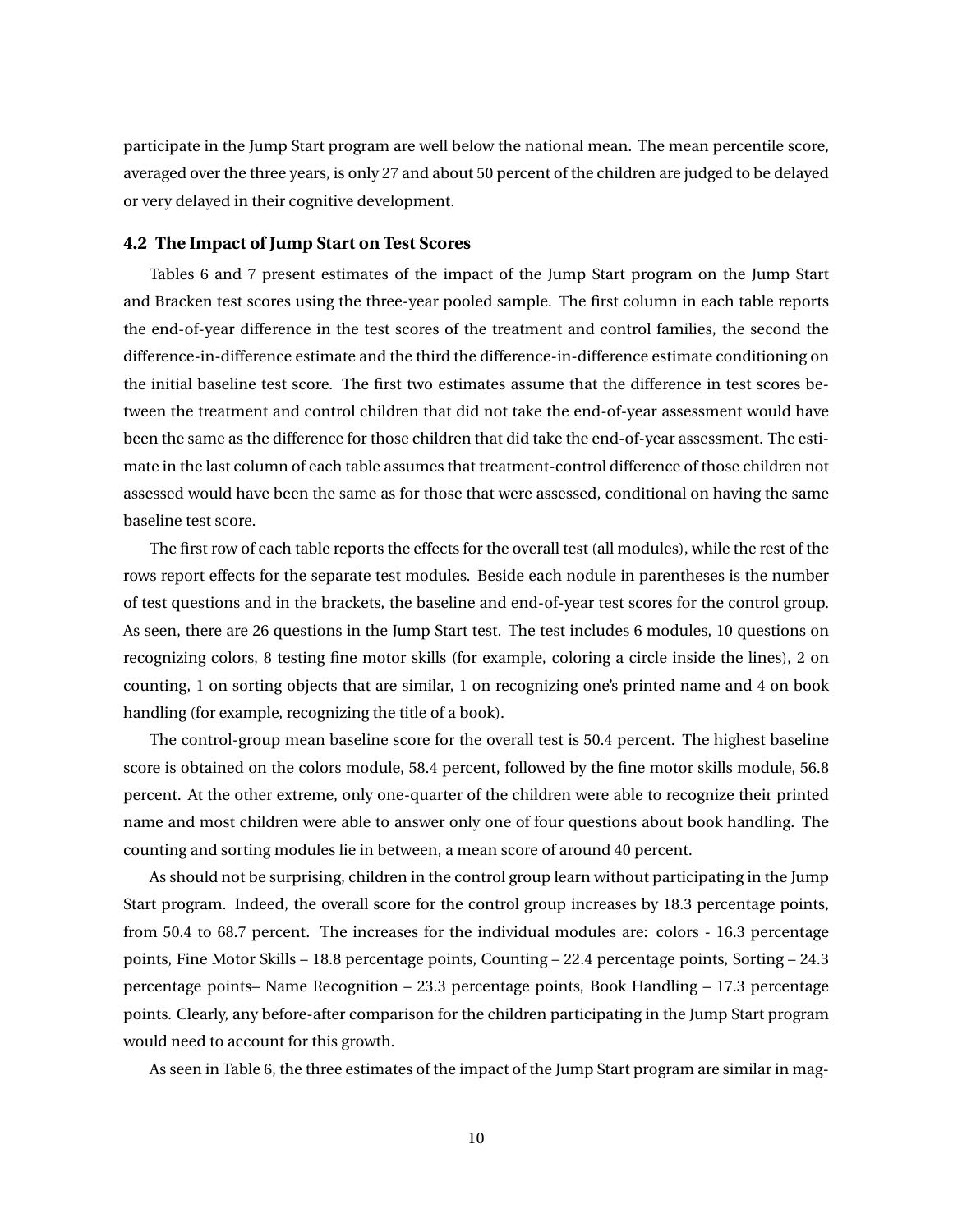participate in the Jump Start program are well below the national mean. The mean percentile score, averaged over the three years, is only 27 and about 50 percent of the children are judged to be delayed or very delayed in their cognitive development.

### 4.2 The Impact of Jump Start on Test Scores

Tables 6 and 7 present estimates of the impact of the Jump Start program on the Jump Start and Bracken test scores using the three-year pooled sample. The first column in each table reports the end-of-year difference in the test scores of the treatment and control families, the second the difference-in-difference estimate and the third the difference-in-difference estimate conditioning on the initial baseline test score. The first two estimates assume that the difference in test scores between the treatment and control children that did not take the end-of-year assessment would have been the same as the difference for those children that did take the end-of-year assessment. The estimate in the last column of each table assumes that treatment-control difference of those children not assessed would have been the same as for those that were assessed, conditional on having the same baseline test score.

The first row of each table reports the effects for the overall test (all modules), while the rest of the rows report effects for the separate test modules. Beside each nodule in parentheses is the number of test questions and in the brackets, the baseline and end-of-year test scores for the control group. As seen, there are 26 questions in the Jump Start test. The test includes 6 modules, 10 questions on recognizing colors, 8 testing fine motor skills (for example, coloring a circle inside the lines), 2 on counting, 1 on sorting objects that are similar, 1 on recognizing one's printed name and 4 on book handling (for example, recognizing the title of a book).

The control-group mean baseline score for the overall test is 50.4 percent. The highest baseline score is obtained on the colors module, 58.4 percent, followed by the fine motor skills module, 56.8 percent. At the other extreme, only one-quarter of the children were able to recognize their printed name and most children were able to answer only one of four questions about book handling. The counting and sorting modules lie in between, a mean score of around 40 percent.

As should not be surprising, children in the control group learn without participating in the Jump Start program. Indeed, the overall score for the control group increases by 18.3 percentage points, from 50.4 to 68.7 percent. The increases for the individual modules are: colors - 16.3 percentage points, Fine Motor Skills – 18.8 percentage points, Counting – 22.4 percentage points, Sorting – 24.3 percentage points– Name Recognition – 23.3 percentage points, Book Handling – 17.3 percentage points. Clearly, any before-after comparison for the children participating in the Jump Start program would need to account for this growth.

As seen in Table 6, the three estimates of the impact of the Jump Start program are similar in mag-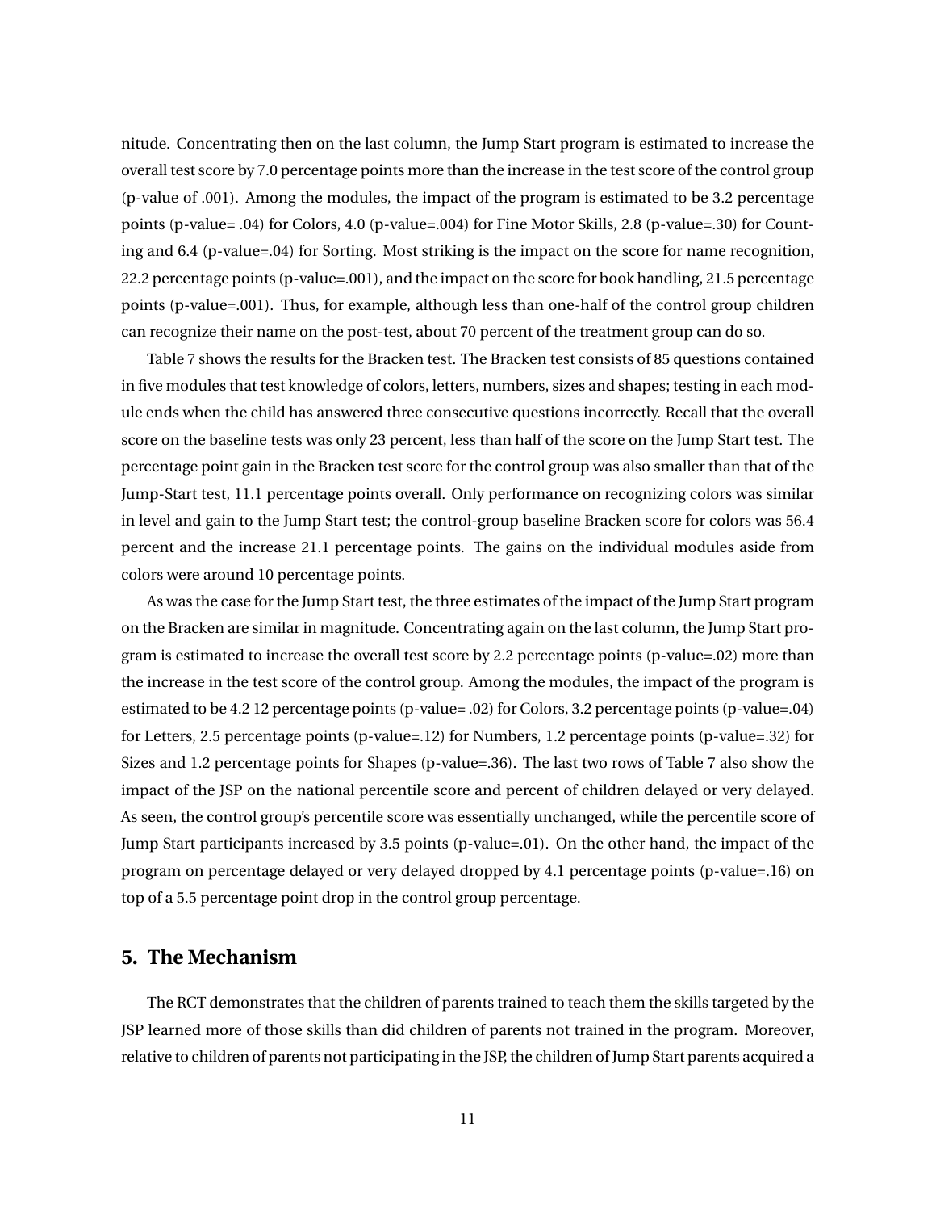nitude. Concentrating then on the last column, the Jump Start program is estimated to increase the overall test score by 7.0 percentage points more than the increase in the test score of the control group (p-value of .001). Among the modules, the impact of the program is estimated to be 3.2 percentage points (p-value= .04) for Colors, 4.0 (p-value=.004) for Fine Motor Skills, 2.8 (p-value=.30) for Counting and 6.4 (p-value=.04) for Sorting. Most striking is the impact on the score for name recognition, 22.2 percentage points (p-value=.001), and the impact on the score for book handling, 21.5 percentage points (p-value=.001). Thus, for example, although less than one-half of the control group children can recognize their name on the post-test, about 70 percent of the treatment group can do so.

Table 7 shows the results for the Bracken test. The Bracken test consists of 85 questions contained in five modules that test knowledge of colors, letters, numbers, sizes and shapes; testing in each module ends when the child has answered three consecutive questions incorrectly. Recall that the overall score on the baseline tests was only 23 percent, less than half of the score on the Jump Start test. The percentage point gain in the Bracken test score for the control group was also smaller than that of the Jump-Start test, 11.1 percentage points overall. Only performance on recognizing colors was similar in level and gain to the Jump Start test; the control-group baseline Bracken score for colors was 56.4 percent and the increase 21.1 percentage points. The gains on the individual modules aside from colors were around 10 percentage points.

As was the case for the Jump Start test, the three estimates of the impact of the Jump Start program on the Bracken are similar in magnitude. Concentrating again on the last column, the Jump Start program is estimated to increase the overall test score by 2.2 percentage points (p-value=.02) more than the increase in the test score of the control group. Among the modules, the impact of the program is estimated to be 4.2 12 percentage points (p-value= .02) for Colors, 3.2 percentage points (p-value=.04) for Letters, 2.5 percentage points (p-value=.12) for Numbers, 1.2 percentage points (p-value=.32) for Sizes and 1.2 percentage points for Shapes (p-value=.36). The last two rows of Table 7 also show the impact of the JSP on the national percentile score and percent of children delayed or very delayed. As seen, the control group's percentile score was essentially unchanged, while the percentile score of Jump Start participants increased by 3.5 points (p-value=.01). On the other hand, the impact of the program on percentage delayed or very delayed dropped by 4.1 percentage points (p-value=.16) on top of a 5.5 percentage point drop in the control group percentage.

## 5. The Mechanism

The RCT demonstrates that the children of parents trained to teach them the skills targeted by the JSP learned more of those skills than did children of parents not trained in the program. Moreover, relative to children of parents not participating in the JSP, the children of Jump Start parents acquired a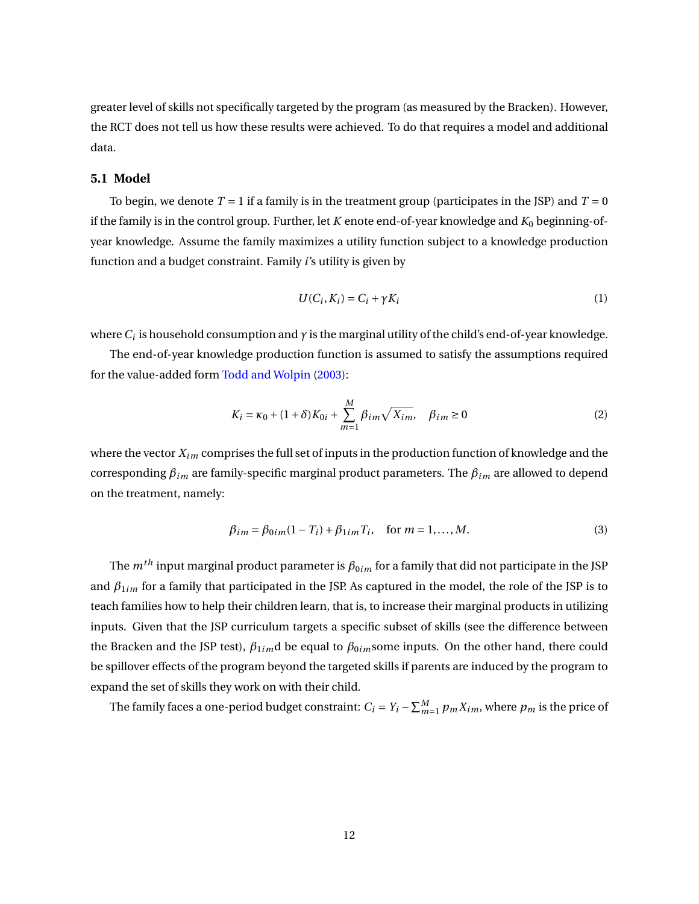greater level of skills not specifically targeted by the program (as measured by the Bracken). However, the RCT does not tell us how these results were achieved. To do that requires a model and additional data.

### 5.1 Model

To begin, we denote $T = 1$ if a family is in the treatment group (participates in the JSP) and $T = 0$ if the family is in the control group. Further, let $K$ enote end-of-year knowledge and $K_0$ beginning-of-year knowledge. Assume the family maximizes a utility function subject to a knowledge production function and a budget constraint. Family $i$'s utility is given by

$$U(C_i, K_i) = C_i + \gamma K_i \tag{1}$$

where $C_i$ is household consumption and $\gamma$ is the marginal utility of the child's end-of-year knowledge.

The end-of-year knowledge production function is assumed to satisfy the assumptions required for the value-added form Todd and Wolpin (2003):

$$K_i = \kappa_0 + (1+\delta)K_{0i} + \sum_{m=1}^{M} \beta_{im}\sqrt{X_{im}}, \quad \beta_{im} \geq 0 \tag{2}$$

where the vector $X_{im}$ comprises the full set of inputs in the production function of knowledge and the corresponding $\beta_{im}$ are family-specific marginal product parameters. The $\beta_{im}$ are allowed to depend on the treatment, namely:

$$\beta_{im} = \beta_{0im}(1 - T_i) + \beta_{1im}T_i, \quad \text{for } m = 1, \ldots, M. \tag{3}$$

The $m^{th}$ input marginal product parameter is $\beta_{0im}$ for a family that did not participate in the JSP and $\beta_{1im}$ for a family that participated in the JSP. As captured in the model, the role of the JSP is to teach families how to help their children learn, that is, to increase their marginal products in utilizing inputs. Given that the JSP curriculum targets a specific subset of skills (see the difference between the Bracken and the JSP test), $\beta_{1im}$d be equal to $\beta_{0im}$some inputs. On the other hand, there could be spillover effects of the program beyond the targeted skills if parents are induced by the program to expand the set of skills they work on with their child.

The family faces a one-period budget constraint: $C_i = Y_i - \sum_{m=1}^{M} p_m X_{im}$, where $p_m$ is the price of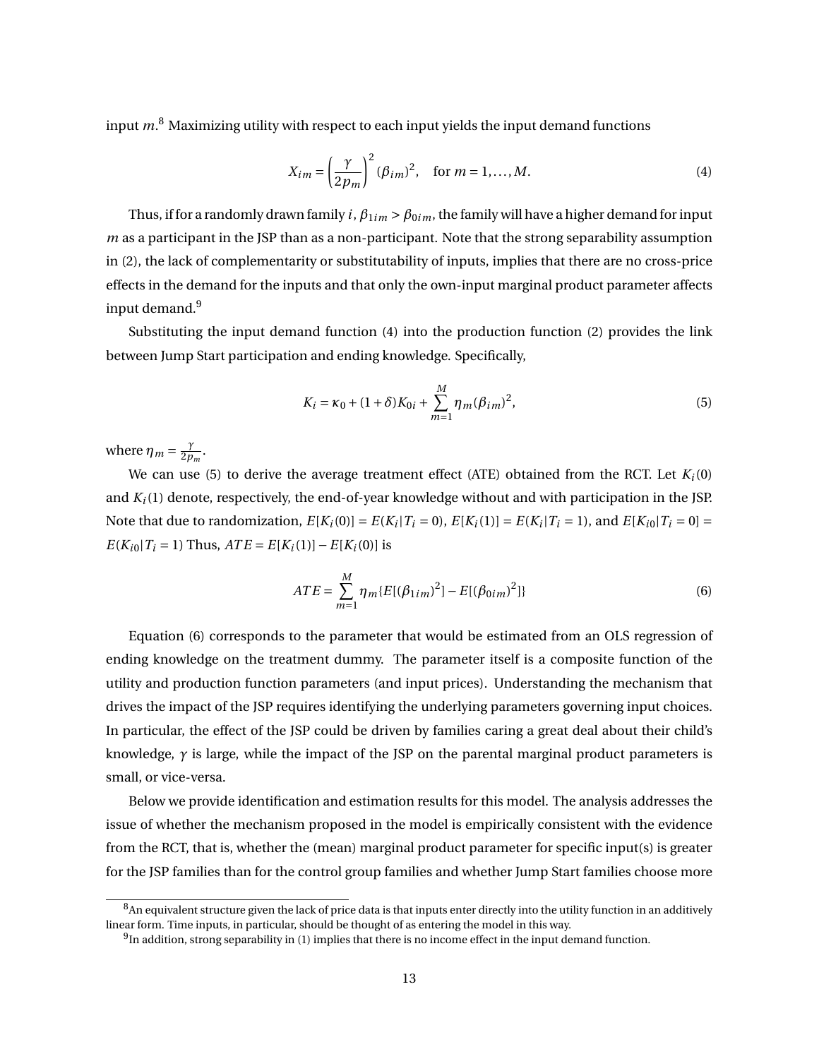input $m$.[8] Maximizing utility with respect to each input yields the input demand functions

$$X_{im} = \left(\frac{\gamma}{2p_m}\right)^2 (\beta_{im})^2, \quad \text{for } m = 1, \ldots, M. \tag{4}$$

Thus, if for a randomly drawn family $i$, $\beta_{1im} > \beta_{0im}$, the family will have a higher demand for input $m$ as a participant in the JSP than as a non-participant. Note that the strong separability assumption in (2), the lack of complementarity or substitutability of inputs, implies that there are no cross-price effects in the demand for the inputs and that only the own-input marginal product parameter affects input demand.[9]

Substituting the input demand function (4) into the production function (2) provides the link between Jump Start participation and ending knowledge. Specifically,

$$K_i = \kappa_0 + (1+\delta)K_{0i} + \sum_{m=1}^{M} \eta_m (\beta_{im})^2, \tag{5}$$

where $\eta_m = \frac{\gamma}{2p_m}$.

We can use (5) to derive the average treatment effect (ATE) obtained from the RCT. Let $K_i(0)$ and $K_i(1)$ denote, respectively, the end-of-year knowledge without and with participation in the JSP. Note that due to randomization, $E[K_i(0)] = E(K_i|T_i = 0)$, $E[K_i(1)] = E(K_i|T_i = 1)$, and $E[K_{i0}|T_i = 0] = E(K_{i0}|T_i = 1)$ Thus, $ATE = E[K_i(1)] - E[K_i(0)]$ is

$$ATE = \sum_{m=1}^{M} \eta_m \{E[(\beta_{1im})^2] - E[(\beta_{0im})^2]\} \tag{6}$$

Equation (6) corresponds to the parameter that would be estimated from an OLS regression of ending knowledge on the treatment dummy. The parameter itself is a composite function of the utility and production function parameters (and input prices). Understanding the mechanism that drives the impact of the JSP requires identifying the underlying parameters governing input choices. In particular, the effect of the JSP could be driven by families caring a great deal about their child's knowledge, $\gamma$ is large, while the impact of the JSP on the parental marginal product parameters is small, or vice-versa.

Below we provide identification and estimation results for this model. The analysis addresses the issue of whether the mechanism proposed in the model is empirically consistent with the evidence from the RCT, that is, whether the (mean) marginal product parameter for specific input(s) is greater for the JSP families than for the control group families and whether Jump Start families choose more

[8] An equivalent structure given the lack of price data is that inputs enter directly into the utility function in an additively linear form. Time inputs, in particular, should be thought of as entering the model in this way.

[9] In addition, strong separability in (1) implies that there is no income effect in the input demand function.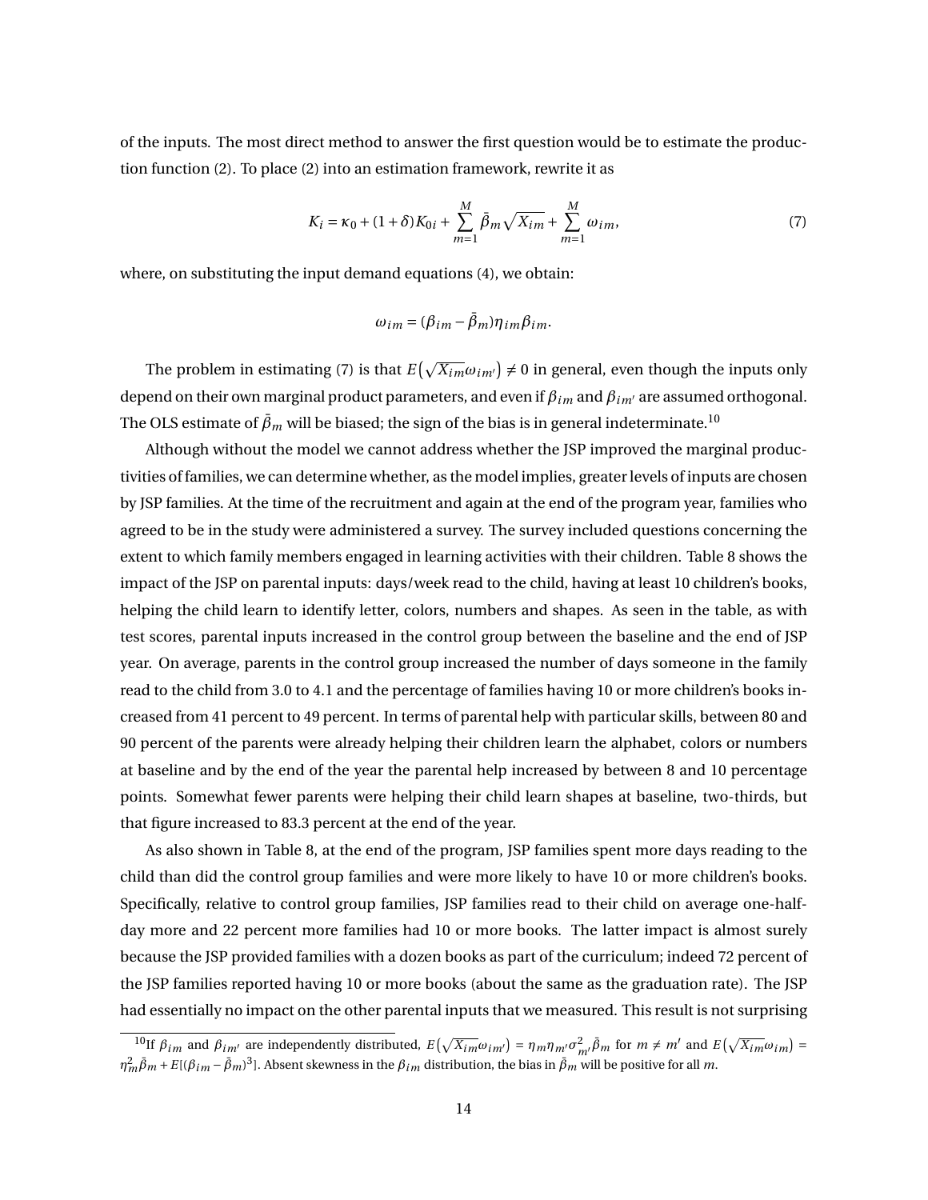of the inputs. The most direct method to answer the first question would be to estimate the production function (2). To place (2) into an estimation framework, rewrite it as

$$K_i = \kappa_0 + (1+\delta)K_{0i} + \sum_{m=1}^{M} \bar{\beta}_m \sqrt{X_{im}} + \sum_{m=1}^{M} \omega_{im}, \tag{7}$$

where, on substituting the input demand equations (4), we obtain:

$$\omega_{im} = (\beta_{im} - \bar{\beta}_m)\eta_{im}\beta_{im}.$$

The problem in estimating (7) is that $E(\sqrt{X_{im}}\omega_{im'}) \neq 0$ in general, even though the inputs only depend on their own marginal product parameters, and even if $\beta_{im}$ and $\beta_{im'}$ are assumed orthogonal. The OLS estimate of $\bar{\beta}_m$ will be biased; the sign of the bias is in general indeterminate.[10]

Although without the model we cannot address whether the JSP improved the marginal productivities of families, we can determine whether, as the model implies, greater levels of inputs are chosen by JSP families. At the time of the recruitment and again at the end of the program year, families who agreed to be in the study were administered a survey. The survey included questions concerning the extent to which family members engaged in learning activities with their children. Table 8 shows the impact of the JSP on parental inputs: days/week read to the child, having at least 10 children's books, helping the child learn to identify letter, colors, numbers and shapes. As seen in the table, as with test scores, parental inputs increased in the control group between the baseline and the end of JSP year. On average, parents in the control group increased the number of days someone in the family read to the child from 3.0 to 4.1 and the percentage of families having 10 or more children's books increased from 41 percent to 49 percent. In terms of parental help with particular skills, between 80 and 90 percent of the parents were already helping their children learn the alphabet, colors or numbers at baseline and by the end of the year the parental help increased by between 8 and 10 percentage points. Somewhat fewer parents were helping their child learn shapes at baseline, two-thirds, but that figure increased to 83.3 percent at the end of the year.

As also shown in Table 8, at the end of the program, JSP families spent more days reading to the child than did the control group families and were more likely to have 10 or more children's books. Specifically, relative to control group families, JSP families read to their child on average one-half-day more and 22 percent more families had 10 or more books. The latter impact is almost surely because the JSP provided families with a dozen books as part of the curriculum; indeed 72 percent of the JSP families reported having 10 or more books (about the same as the graduation rate). The JSP had essentially no impact on the other parental inputs that we measured. This result is not surprising

[10] If $\beta_{im}$ and $\beta_{im'}$ are independently distributed, $E(\sqrt{X_{im}}\omega_{im'}) = \eta_m\eta_{m'}\sigma^2_{m'}\bar{\beta}_m$ for $m \neq m'$ and $E(\sqrt{X_{im}}\omega_{im}) = \eta^2_m\bar{\beta}_m + E[(\beta_{im} - \bar{\beta}_m)^3]$. Absent skewness in the $\beta_{im}$ distribution, the bias in $\bar{\beta}_m$ will be positive for all $m$.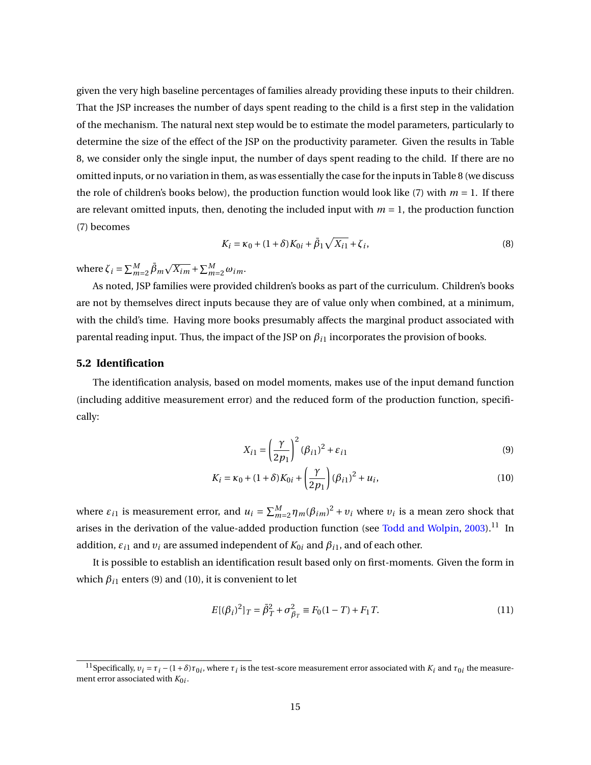given the very high baseline percentages of families already providing these inputs to their children. That the JSP increases the number of days spent reading to the child is a first step in the validation of the mechanism. The natural next step would be to estimate the model parameters, particularly to determine the size of the effect of the JSP on the productivity parameter. Given the results in Table 8, we consider only the single input, the number of days spent reading to the child. If there are no omitted inputs, or no variation in them, as was essentially the case for the inputs in Table 8 (we discuss the role of children's books below), the production function would look like (7) with $m = 1$. If there are relevant omitted inputs, then, denoting the included input with $m = 1$, the production function (7) becomes

$$K_i = \kappa_0 + (1+\delta)K_{0i} + \bar{\beta}_1\sqrt{X_{i1}} + \zeta_i, \tag{8}$$

where $\zeta_i = \sum_{m=2}^{M} \bar{\beta}_m \sqrt{X_{im}} + \sum_{m=2}^{M} \omega_{im}$.

As noted, JSP families were provided children's books as part of the curriculum. Children's books are not by themselves direct inputs because they are of value only when combined, at a minimum, with the child's time. Having more books presumably affects the marginal product associated with parental reading input. Thus, the impact of the JSP on $\beta_{i1}$ incorporates the provision of books.

## 5.2 Identification

The identification analysis, based on model moments, makes use of the input demand function (including additive measurement error) and the reduced form of the production function, specifically:

$$X_{i1} = \left(\frac{\gamma}{2p_1}\right)^2 (\beta_{i1})^2 + \varepsilon_{i1} \tag{9}$$

$$K_i = \kappa_0 + (1+\delta)K_{0i} + \left(\frac{\gamma}{2p_1}\right)(\beta_{i1})^2 + u_i, \tag{10}$$

where $\varepsilon_{i1}$ is measurement error, and $u_i = \sum_{m=2}^{M} \eta_m (\beta_{im})^2 + \upsilon_i$ where $\upsilon_i$ is a mean zero shock that arises in the derivation of the value-added production function (see Todd and Wolpin, 2003).[11] In addition, $\varepsilon_{i1}$ and $\upsilon_i$ are assumed independent of $K_{0i}$ and $\beta_{i1}$, and of each other.

It is possible to establish an identification result based only on first-moments. Given the form in which $\beta_{i1}$ enters (9) and (10), it is convenient to let

$$E[(\beta_i)^2]_T = \bar{\beta}_T^2 + \sigma_{\beta_T}^2 \equiv F_0(1-T) + F_1 T. \tag{11}$$

[11] Specifically, $\upsilon_i = \tau_i - (1+\delta)\tau_{0i}$, where $\tau_i$ is the test-score measurement error associated with $K_i$ and $\tau_{0i}$ the measurement error associated with $K_{0i}$.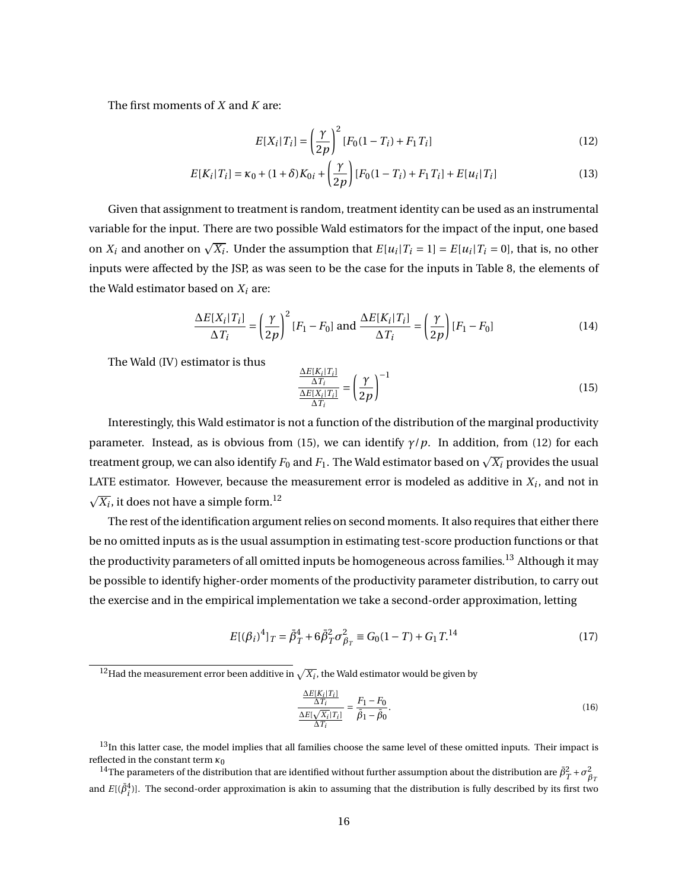The first moments of $X$ and $K$ are:

$$E[X_i|T_i] = \left(\frac{\gamma}{2p}\right)^2 [F_0(1-T_i) + F_1 T_i] \tag{12}$$

$$E[K_i|T_i] = \kappa_0 + (1+\delta)K_{0i} + \left(\frac{\gamma}{2p}\right)[F_0(1-T_i) + F_1 T_i] + E[u_i|T_i] \tag{13}$$

Given that assignment to treatment is random, treatment identity can be used as an instrumental variable for the input. There are two possible Wald estimators for the impact of the input, one based on $X_i$ and another on $\sqrt{X_i}$. Under the assumption that $E[u_i|T_i = 1] = E[u_i|T_i = 0]$, that is, no other inputs were affected by the JSP, as was seen to be the case for the inputs in Table 8, the elements of the Wald estimator based on $X_i$ are:

$$\frac{\Delta E[X_i|T_i]}{\Delta T_i} = \left(\frac{\gamma}{2p}\right)^2 [F_1 - F_0] \text{ and } \frac{\Delta E[K_i|T_i]}{\Delta T_i} = \left(\frac{\gamma}{2p}\right)[F_1 - F_0] \tag{14}$$

The Wald (IV) estimator is thus

$$\frac{\frac{\Delta E[K_i|T_i]}{\Delta T_i}}{\frac{\Delta E[X_i|T_i]}{\Delta T_i}} = \left(\frac{\gamma}{2p}\right)^{-1} \tag{15}$$

Interestingly, this Wald estimator is not a function of the distribution of the marginal productivity parameter. Instead, as is obvious from (15), we can identify $\gamma/p$. In addition, from (12) for each treatment group, we can also identify $F_0$ and $F_1$. The Wald estimator based on $\sqrt{X_i}$ provides the usual LATE estimator. However, because the measurement error is modeled as additive in $X_i$, and not in $\sqrt{X_i}$, it does not have a simple form.[12]

The rest of the identification argument relies on second moments. It also requires that either there be no omitted inputs as is the usual assumption in estimating test-score production functions or that the productivity parameters of all omitted inputs be homogeneous across families.[13] Although it may be possible to identify higher-order moments of the productivity parameter distribution, to carry out the exercise and in the empirical implementation we take a second-order approximation, letting

$$E[(\beta_i)^4]_T = \bar{\beta}_T^4 + 6\bar{\beta}_T^2\sigma_{\beta_T}^2 \equiv G_0(1-T) + G_1 T.^{14} \tag{17}$$

[12]Had the measurement error been additive in $\sqrt{X_i}$, the Wald estimator would be given by

$$\frac{\frac{\Delta E[K_i|T_i]}{\Delta T_i}}{\frac{\Delta E[\sqrt{X_i}|T_i]}{\Delta T_i}} = \frac{F_1 - F_0}{\bar{\beta}_1 - \bar{\beta}_0}. \tag{16}$$

[13]In this latter case, the model implies that all families choose the same level of these omitted inputs. Their impact is reflected in the constant term $\kappa_0$

[14]The parameters of the distribution that are identified without further assumption about the distribution are $\bar{\beta}_T^2 + \sigma_{\beta_T}^2$ and $E[(\bar{\beta}_i^4)]$. The second-order approximation is akin to assuming that the distribution is fully described by its first two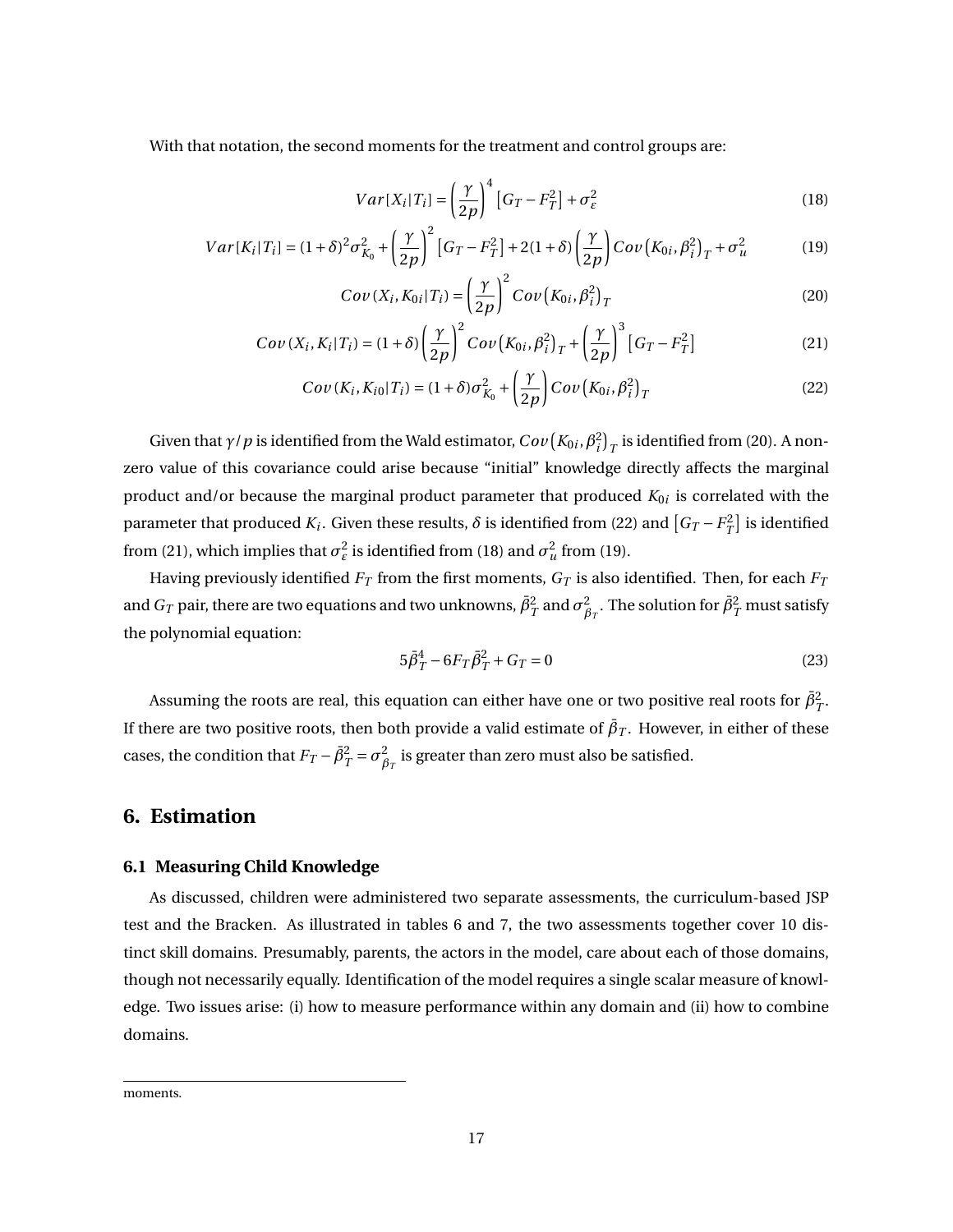With that notation, the second moments for the treatment and control groups are:

$$Var[X_i|T_i] = \left(\frac{\gamma}{2p}\right)^4 \left[G_T - F_T^2\right] + \sigma_\varepsilon^2 \tag{18}$$

$$Var[K_i|T_i] = (1+\delta)^2\sigma_{K_0}^2 + \left(\frac{\gamma}{2p}\right)^2 \left[G_T - F_T^2\right] + 2(1+\delta)\left(\frac{\gamma}{2p}\right) Cov\left(K_{0i}, \beta_i^2\right)_T + \sigma_u^2 \tag{19}$$

$$Cov(X_i, K_{0i}|T_i) = \left(\frac{\gamma}{2p}\right)^2 Cov\left(K_{0i}, \beta_i^2\right)_T \tag{20}$$

$$Cov(X_i, K_i|T_i) = (1+\delta)\left(\frac{\gamma}{2p}\right)^2 Cov\left(K_{0i}, \beta_i^2\right)_T + \left(\frac{\gamma}{2p}\right)^3 \left[G_T - F_T^2\right] \tag{21}$$

$$Cov(K_i, K_{i0}|T_i) = (1+\delta)\sigma_{K_0}^2 + \left(\frac{\gamma}{2p}\right) Cov\left(K_{0i}, \beta_i^2\right)_T \tag{22}$$

Given that $\gamma/p$ is identified from the Wald estimator, $Cov\left(K_{0i}, \beta_i^2\right)_T$ is identified from (20). A non-zero value of this covariance could arise because "initial" knowledge directly affects the marginal product and/or because the marginal product parameter that produced $K_{0i}$ is correlated with the parameter that produced $K_i$. Given these results, $\delta$ is identified from (22) and $\left[G_T - F_T^2\right]$ is identified from (21), which implies that $\sigma_\varepsilon^2$ is identified from (18) and $\sigma_u^2$ from (19).

Having previously identified $F_T$ from the first moments, $G_T$ is also identified. Then, for each $F_T$ and $G_T$ pair, there are two equations and two unknowns, $\bar{\beta}_T^2$ and $\sigma_{\beta_T}^2$. The solution for $\bar{\beta}_T^2$ must satisfy the polynomial equation:

$$5\bar{\beta}_T^4 - 6F_T\bar{\beta}_T^2 + G_T = 0 \tag{23}$$

Assuming the roots are real, this equation can either have one or two positive real roots for $\bar{\beta}_T^2$. If there are two positive roots, then both provide a valid estimate of $\bar{\beta}_T$. However, in either of these cases, the condition that $F_T - \bar{\beta}_T^2 = \sigma_{\beta_T}^2$ is greater than zero must also be satisfied.

## 6. Estimation

### 6.1 Measuring Child Knowledge

As discussed, children were administered two separate assessments, the curriculum-based JSP test and the Bracken. As illustrated in tables 6 and 7, the two assessments together cover 10 distinct skill domains. Presumably, parents, the actors in the model, care about each of those domains, though not necessarily equally. Identification of the model requires a single scalar measure of knowledge. Two issues arise: (i) how to measure performance within any domain and (ii) how to combine domains.

moments.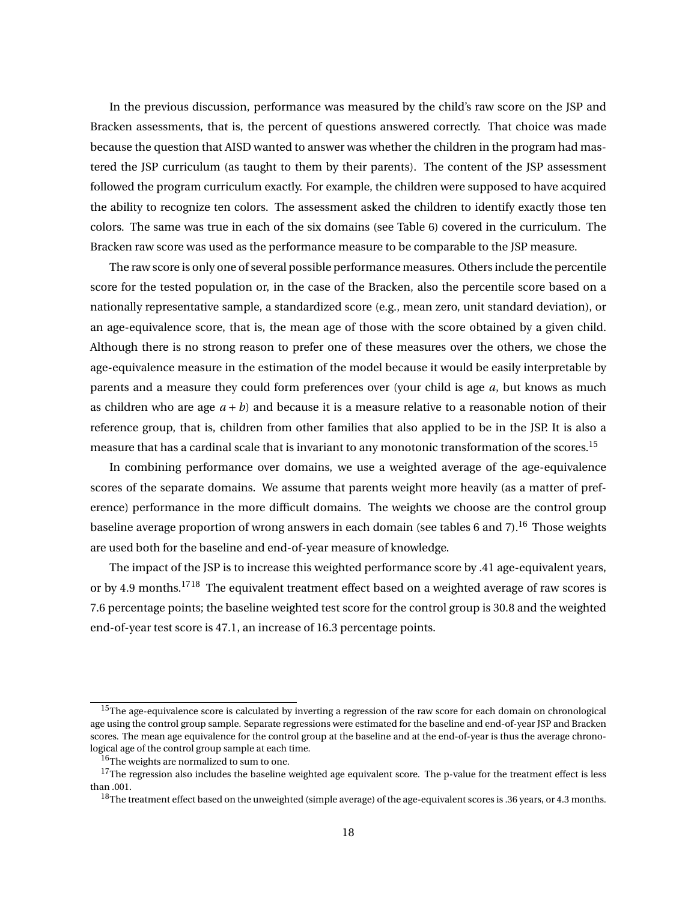In the previous discussion, performance was measured by the child's raw score on the JSP and Bracken assessments, that is, the percent of questions answered correctly. That choice was made because the question that AISD wanted to answer was whether the children in the program had mastered the JSP curriculum (as taught to them by their parents). The content of the JSP assessment followed the program curriculum exactly. For example, the children were supposed to have acquired the ability to recognize ten colors. The assessment asked the children to identify exactly those ten colors. The same was true in each of the six domains (see Table 6) covered in the curriculum. The Bracken raw score was used as the performance measure to be comparable to the JSP measure.

The raw score is only one of several possible performance measures. Others include the percentile score for the tested population or, in the case of the Bracken, also the percentile score based on a nationally representative sample, a standardized score (e.g., mean zero, unit standard deviation), or an age-equivalence score, that is, the mean age of those with the score obtained by a given child. Although there is no strong reason to prefer one of these measures over the others, we chose the age-equivalence measure in the estimation of the model because it would be easily interpretable by parents and a measure they could form preferences over (your child is age $a$, but knows as much as children who are age $a+b$) and because it is a measure relative to a reasonable notion of their reference group, that is, children from other families that also applied to be in the JSP. It is also a measure that has a cardinal scale that is invariant to any monotonic transformation of the scores.[15]

In combining performance over domains, we use a weighted average of the age-equivalence scores of the separate domains. We assume that parents weight more heavily (as a matter of preference) performance in the more difficult domains. The weights we choose are the control group baseline average proportion of wrong answers in each domain (see tables 6 and 7).[16] Those weights are used both for the baseline and end-of-year measure of knowledge.

The impact of the JSP is to increase this weighted performance score by .41 age-equivalent years, or by 4.9 months.[17][18] The equivalent treatment effect based on a weighted average of raw scores is 7.6 percentage points; the baseline weighted test score for the control group is 30.8 and the weighted end-of-year test score is 47.1, an increase of 16.3 percentage points.

---

[15] The age-equivalence score is calculated by inverting a regression of the raw score for each domain on chronological age using the control group sample. Separate regressions were estimated for the baseline and end-of-year JSP and Bracken scores. The mean age equivalence for the control group at the baseline and at the end-of-year is thus the average chronological age of the control group sample at each time.

[16] The weights are normalized to sum to one.

[17] The regression also includes the baseline weighted age equivalent score. The p-value for the treatment effect is less than .001.

[18] The treatment effect based on the unweighted (simple average) of the age-equivalent scores is .36 years, or 4.3 months.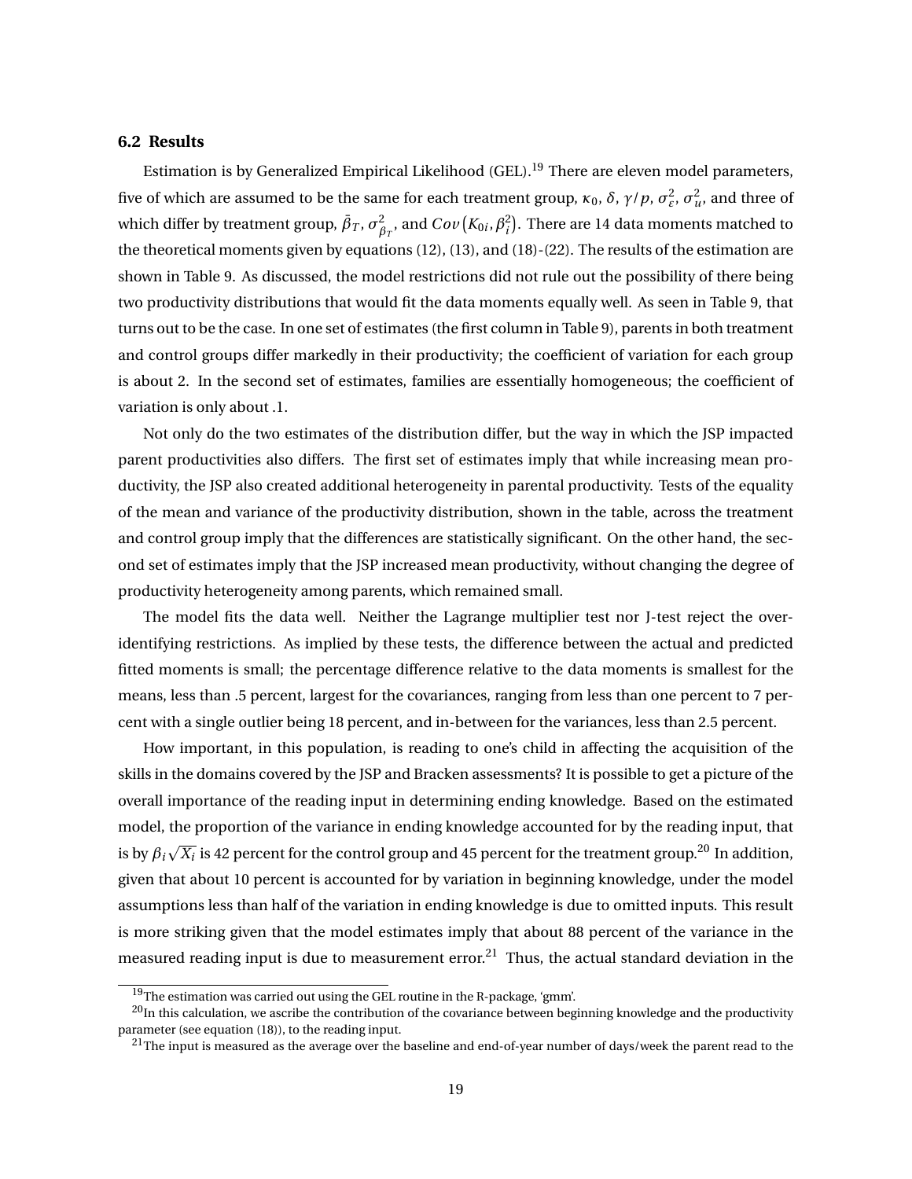### 6.2 Results

Estimation is by Generalized Empirical Likelihood (GEL).[19] There are eleven model parameters, five of which are assumed to be the same for each treatment group, $\kappa_0$, $\delta$, $\gamma/p$, $\sigma^2_\varepsilon$, $\sigma^2_u$, and three of which differ by treatment group, $\bar{\beta}_T$, $\sigma^2_{\beta_T}$, and $Cov\left(K_{0i}, \beta^2_i\right)$. There are 14 data moments matched to the theoretical moments given by equations (12), (13), and (18)-(22). The results of the estimation are shown in Table 9. As discussed, the model restrictions did not rule out the possibility of there being two productivity distributions that would fit the data moments equally well. As seen in Table 9, that turns out to be the case. In one set of estimates (the first column in Table 9), parents in both treatment and control groups differ markedly in their productivity; the coefficient of variation for each group is about 2. In the second set of estimates, families are essentially homogeneous; the coefficient of variation is only about .1.

Not only do the two estimates of the distribution differ, but the way in which the JSP impacted parent productivities also differs. The first set of estimates imply that while increasing mean productivity, the JSP also created additional heterogeneity in parental productivity. Tests of the equality of the mean and variance of the productivity distribution, shown in the table, across the treatment and control group imply that the differences are statistically significant. On the other hand, the second set of estimates imply that the JSP increased mean productivity, without changing the degree of productivity heterogeneity among parents, which remained small.

The model fits the data well. Neither the Lagrange multiplier test nor J-test reject the over-identifying restrictions. As implied by these tests, the difference between the actual and predicted fitted moments is small; the percentage difference relative to the data moments is smallest for the means, less than .5 percent, largest for the covariances, ranging from less than one percent to 7 percent with a single outlier being 18 percent, and in-between for the variances, less than 2.5 percent.

How important, in this population, is reading to one's child in affecting the acquisition of the skills in the domains covered by the JSP and Bracken assessments? It is possible to get a picture of the overall importance of the reading input in determining ending knowledge. Based on the estimated model, the proportion of the variance in ending knowledge accounted for by the reading input, that is by $\beta_i \sqrt{X_i}$ is 42 percent for the control group and 45 percent for the treatment group.[20] In addition, given that about 10 percent is accounted for by variation in beginning knowledge, under the model assumptions less than half of the variation in ending knowledge is due to omitted inputs. This result is more striking given that the model estimates imply that about 88 percent of the variance in the measured reading input is due to measurement error.[21] Thus, the actual standard deviation in the

[19] The estimation was carried out using the GEL routine in the R-package, 'gmm'.

[20] In this calculation, we ascribe the contribution of the covariance between beginning knowledge and the productivity parameter (see equation (18)), to the reading input.

[21] The input is measured as the average over the baseline and end-of-year number of days/week the parent read to the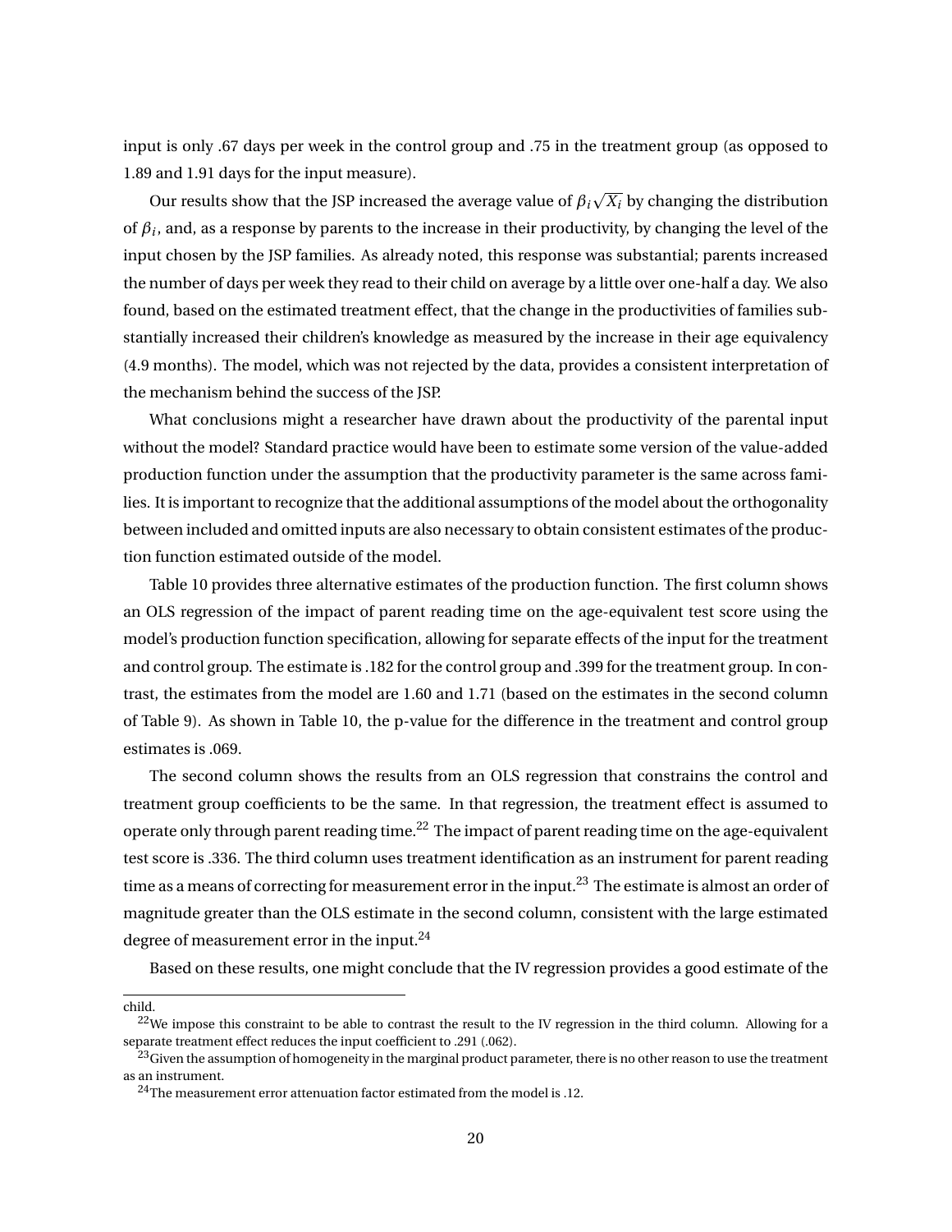input is only .67 days per week in the control group and .75 in the treatment group (as opposed to 1.89 and 1.91 days for the input measure).

Our results show that the JSP increased the average value of $\beta_i\sqrt{X_i}$ by changing the distribution of $\beta_i$, and, as a response by parents to the increase in their productivity, by changing the level of the input chosen by the JSP families. As already noted, this response was substantial; parents increased the number of days per week they read to their child on average by a little over one-half a day. We also found, based on the estimated treatment effect, that the change in the productivities of families substantially increased their children's knowledge as measured by the increase in their age equivalency (4.9 months). The model, which was not rejected by the data, provides a consistent interpretation of the mechanism behind the success of the JSP.

What conclusions might a researcher have drawn about the productivity of the parental input without the model? Standard practice would have been to estimate some version of the value-added production function under the assumption that the productivity parameter is the same across families. It is important to recognize that the additional assumptions of the model about the orthogonality between included and omitted inputs are also necessary to obtain consistent estimates of the production function estimated outside of the model.

Table 10 provides three alternative estimates of the production function. The first column shows an OLS regression of the impact of parent reading time on the age-equivalent test score using the model's production function specification, allowing for separate effects of the input for the treatment and control group. The estimate is .182 for the control group and .399 for the treatment group. In contrast, the estimates from the model are 1.60 and 1.71 (based on the estimates in the second column of Table 9). As shown in Table 10, the p-value for the difference in the treatment and control group estimates is .069.

The second column shows the results from an OLS regression that constrains the control and treatment group coefficients to be the same. In that regression, the treatment effect is assumed to operate only through parent reading time.[22] The impact of parent reading time on the age-equivalent test score is .336. The third column uses treatment identification as an instrument for parent reading time as a means of correcting for measurement error in the input.[23] The estimate is almost an order of magnitude greater than the OLS estimate in the second column, consistent with the large estimated degree of measurement error in the input.[24]

Based on these results, one might conclude that the IV regression provides a good estimate of the

child.

[22]We impose this constraint to be able to contrast the result to the IV regression in the third column. Allowing for a separate treatment effect reduces the input coefficient to .291 (.062).

[23]Given the assumption of homogeneity in the marginal product parameter, there is no other reason to use the treatment as an instrument.

[24]The measurement error attenuation factor estimated from the model is .12.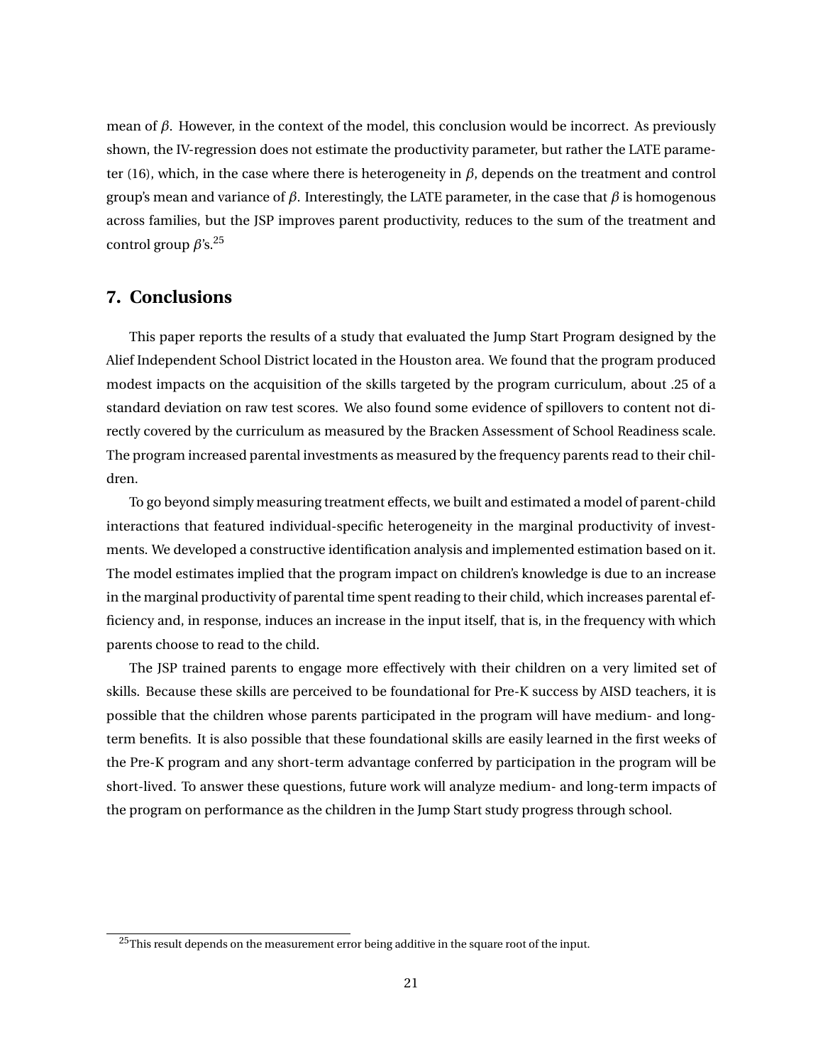mean of $\beta$. However, in the context of the model, this conclusion would be incorrect. As previously shown, the IV-regression does not estimate the productivity parameter, but rather the LATE parameter (16), which, in the case where there is heterogeneity in $\beta$, depends on the treatment and control group's mean and variance of $\beta$. Interestingly, the LATE parameter, in the case that $\beta$ is homogenous across families, but the JSP improves parent productivity, reduces to the sum of the treatment and control group $\beta$'s.[25]

## 7. Conclusions

This paper reports the results of a study that evaluated the Jump Start Program designed by the Alief Independent School District located in the Houston area. We found that the program produced modest impacts on the acquisition of the skills targeted by the program curriculum, about .25 of a standard deviation on raw test scores. We also found some evidence of spillovers to content not directly covered by the curriculum as measured by the Bracken Assessment of School Readiness scale. The program increased parental investments as measured by the frequency parents read to their children.

To go beyond simply measuring treatment effects, we built and estimated a model of parent-child interactions that featured individual-specific heterogeneity in the marginal productivity of investments. We developed a constructive identification analysis and implemented estimation based on it. The model estimates implied that the program impact on children's knowledge is due to an increase in the marginal productivity of parental time spent reading to their child, which increases parental efficiency and, in response, induces an increase in the input itself, that is, in the frequency with which parents choose to read to the child.

The JSP trained parents to engage more effectively with their children on a very limited set of skills. Because these skills are perceived to be foundational for Pre-K success by AISD teachers, it is possible that the children whose parents participated in the program will have medium- and long-term benefits. It is also possible that these foundational skills are easily learned in the first weeks of the Pre-K program and any short-term advantage conferred by participation in the program will be short-lived. To answer these questions, future work will analyze medium- and long-term impacts of the program on performance as the children in the Jump Start study progress through school.

[25] This result depends on the measurement error being additive in the square root of the input.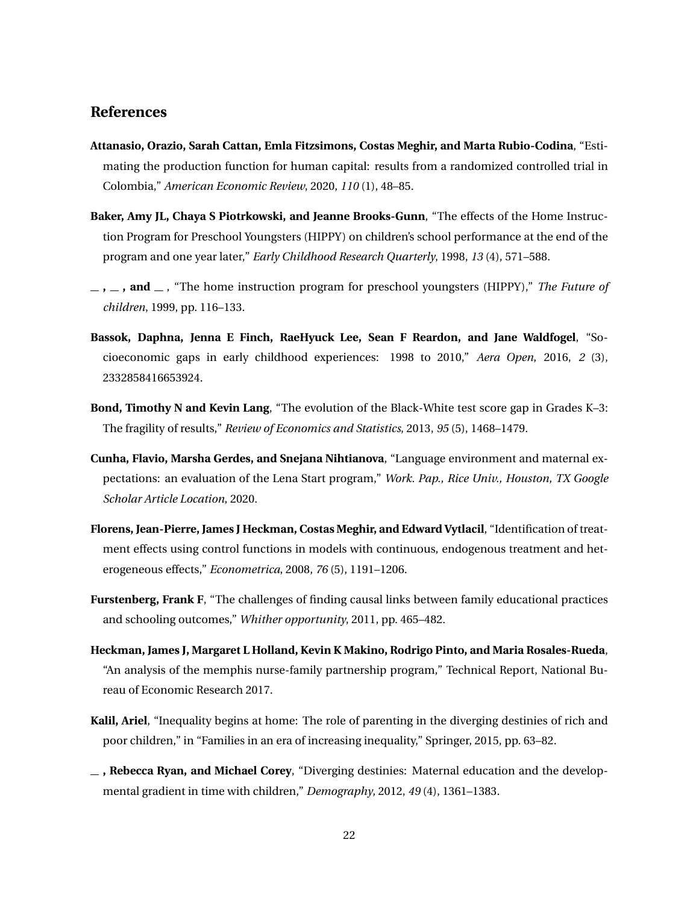## References

**Attanasio, Orazio, Sarah Cattan, Emla Fitzsimons, Costas Meghir, and Marta Rubio-Codina**, "Estimating the production function for human capital: results from a randomized controlled trial in Colombia," *American Economic Review*, 2020, *110* (1), 48–85.

**Baker, Amy JL, Chaya S Piotrkowski, and Jeanne Brooks-Gunn**, "The effects of the Home Instruction Program for Preschool Youngsters (HIPPY) on children's school performance at the end of the program and one year later," *Early Childhood Research Quarterly*, 1998, *13* (4), 571–588.

**_ , _ , and _** , "The home instruction program for preschool youngsters (HIPPY)," *The Future of children*, 1999, pp. 116–133.

**Bassok, Daphna, Jenna E Finch, RaeHyuck Lee, Sean F Reardon, and Jane Waldfogel**, "Socioeconomic gaps in early childhood experiences: 1998 to 2010," *Aera Open*, 2016, *2* (3), 2332858416653924.

**Bond, Timothy N and Kevin Lang**, "The evolution of the Black-White test score gap in Grades K–3: The fragility of results," *Review of Economics and Statistics*, 2013, *95* (5), 1468–1479.

**Cunha, Flavio, Marsha Gerdes, and Snejana Nihtianova**, "Language environment and maternal expectations: an evaluation of the Lena Start program," *Work. Pap., Rice Univ., Houston, TX Google Scholar Article Location*, 2020.

**Florens, Jean-Pierre, James J Heckman, Costas Meghir, and Edward Vytlacil**, "Identification of treatment effects using control functions in models with continuous, endogenous treatment and heterogeneous effects," *Econometrica*, 2008, *76* (5), 1191–1206.

**Furstenberg, Frank F**, "The challenges of finding causal links between family educational practices and schooling outcomes," *Whither opportunity*, 2011, pp. 465–482.

**Heckman, James J, Margaret L Holland, Kevin K Makino, Rodrigo Pinto, and Maria Rosales-Rueda**, "An analysis of the memphis nurse-family partnership program," Technical Report, National Bureau of Economic Research 2017.

**Kalil, Ariel**, "Inequality begins at home: The role of parenting in the diverging destinies of rich and poor children," in "Families in an era of increasing inequality," Springer, 2015, pp. 63–82.

**_ , Rebecca Ryan, and Michael Corey**, "Diverging destinies: Maternal education and the developmental gradient in time with children," *Demography*, 2012, *49* (4), 1361–1383.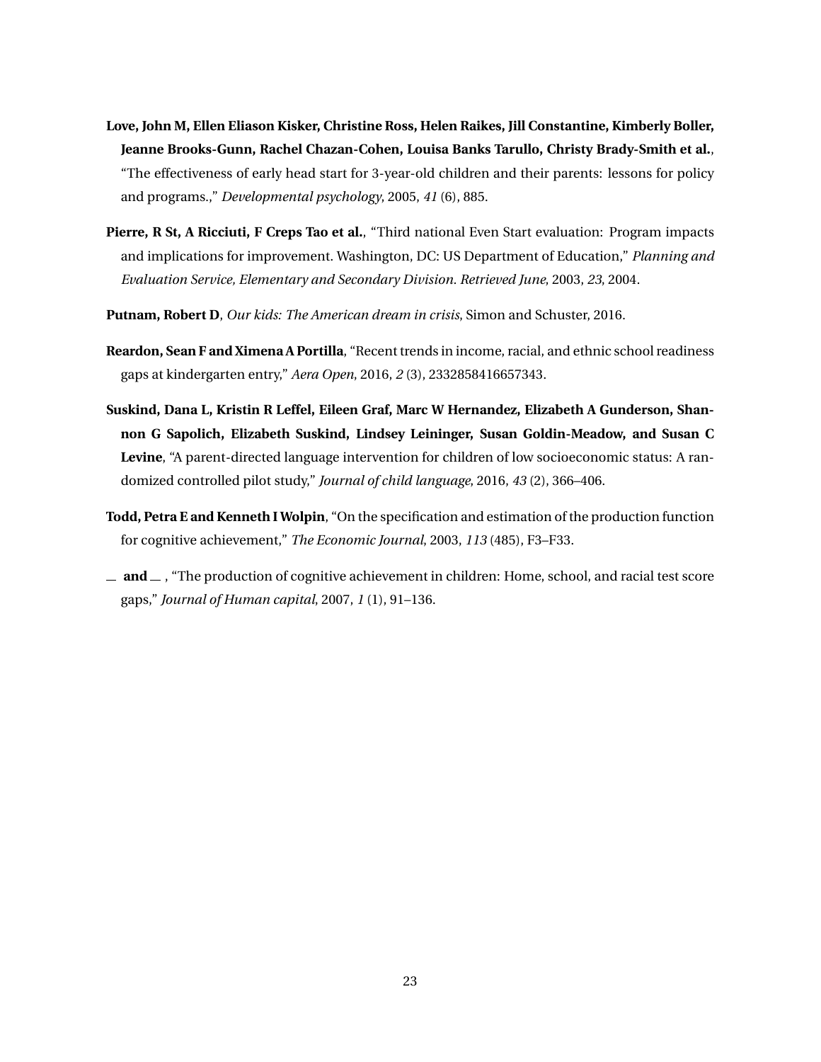**Love, John M, Ellen Eliason Kisker, Christine Ross, Helen Raikes, Jill Constantine, Kimberly Boller, Jeanne Brooks-Gunn, Rachel Chazan-Cohen, Louisa Banks Tarullo, Christy Brady-Smith et al.**, "The effectiveness of early head start for 3-year-old children and their parents: lessons for policy and programs.," *Developmental psychology*, 2005, *41* (6), 885.

**Pierre, R St, A Ricciuti, F Creps Tao et al.**, "Third national Even Start evaluation: Program impacts and implications for improvement. Washington, DC: US Department of Education," *Planning and Evaluation Service, Elementary and Secondary Division. Retrieved June*, 2003, *23*, 2004.

**Putnam, Robert D**, *Our kids: The American dream in crisis*, Simon and Schuster, 2016.

**Reardon, Sean F and Ximena A Portilla**, "Recent trends in income, racial, and ethnic school readiness gaps at kindergarten entry," *Aera Open*, 2016, *2* (3), 2332858416657343.

**Suskind, Dana L, Kristin R Leffel, Eileen Graf, Marc W Hernandez, Elizabeth A Gunderson, Shannon G Sapolich, Elizabeth Suskind, Lindsey Leininger, Susan Goldin-Meadow, and Susan C Levine**, "A parent-directed language intervention for children of low socioeconomic status: A randomized controlled pilot study," *Journal of child language*, 2016, *43* (2), 366–406.

**Todd, Petra E and Kenneth I Wolpin**, "On the specification and estimation of the production function for cognitive achievement," *The Economic Journal*, 2003, *113* (485), F3–F33.

**\_ and \_** , "The production of cognitive achievement in children: Home, school, and racial test score gaps," *Journal of Human capital*, 2007, *1* (1), 91–136.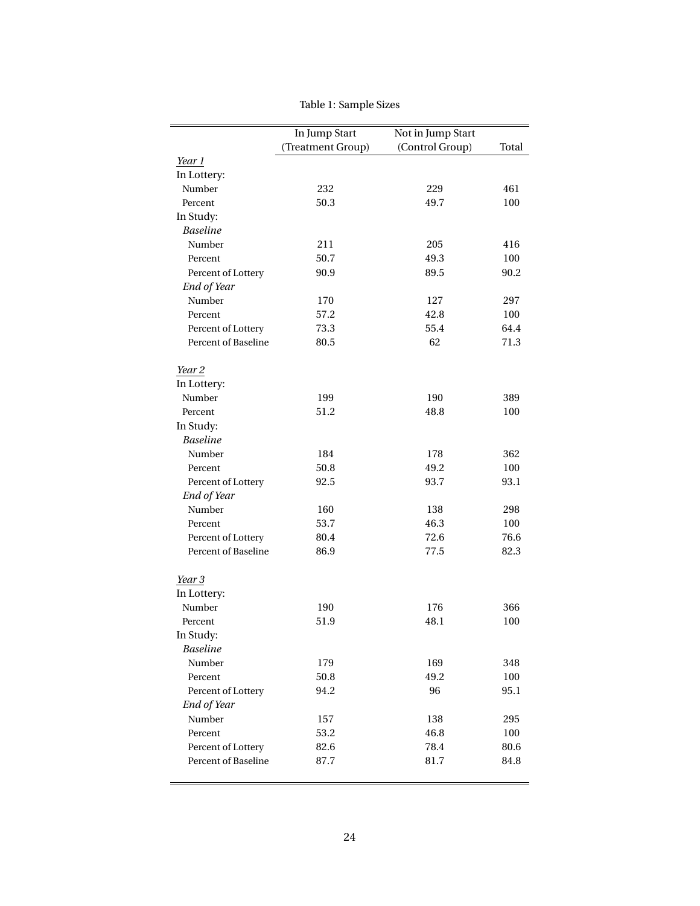Table 1: Sample Sizes

| | In Jump Start (Treatment Group) | Not in Jump Start (Control Group) | Total |
|---|---|---|---|
| *Year 1* | | | |
| In Lottery: | | | |
| Number | 232 | 229 | 461 |
| Percent | 50.3 | 49.7 | 100 |
| In Study: | | | |
| *Baseline* | | | |
| Number | 211 | 205 | 416 |
| Percent | 50.7 | 49.3 | 100 |
| Percent of Lottery | 90.9 | 89.5 | 90.2 |
| *End of Year* | | | |
| Number | 170 | 127 | 297 |
| Percent | 57.2 | 42.8 | 100 |
| Percent of Lottery | 73.3 | 55.4 | 64.4 |
| Percent of Baseline | 80.5 | 62 | 71.3 |
| *Year 2* | | | |
| In Lottery: | | | |
| Number | 199 | 190 | 389 |
| Percent | 51.2 | 48.8 | 100 |
| In Study: | | | |
| *Baseline* | | | |
| Number | 184 | 178 | 362 |
| Percent | 50.8 | 49.2 | 100 |
| Percent of Lottery | 92.5 | 93.7 | 93.1 |
| *End of Year* | | | |
| Number | 160 | 138 | 298 |
| Percent | 53.7 | 46.3 | 100 |
| Percent of Lottery | 80.4 | 72.6 | 76.6 |
| Percent of Baseline | 86.9 | 77.5 | 82.3 |
| *Year 3* | | | |
| In Lottery: | | | |
| Number | 190 | 176 | 366 |
| Percent | 51.9 | 48.1 | 100 |
| In Study: | | | |
| *Baseline* | | | |
| Number | 179 | 169 | 348 |
| Percent | 50.8 | 49.2 | 100 |
| Percent of Lottery | 94.2 | 96 | 95.1 |
| *End of Year* | | | |
| Number | 157 | 138 | 295 |
| Percent | 53.2 | 46.8 | 100 |
| Percent of Lottery | 82.6 | 78.4 | 80.6 |
| Percent of Baseline | 87.7 | 81.7 | 84.8 |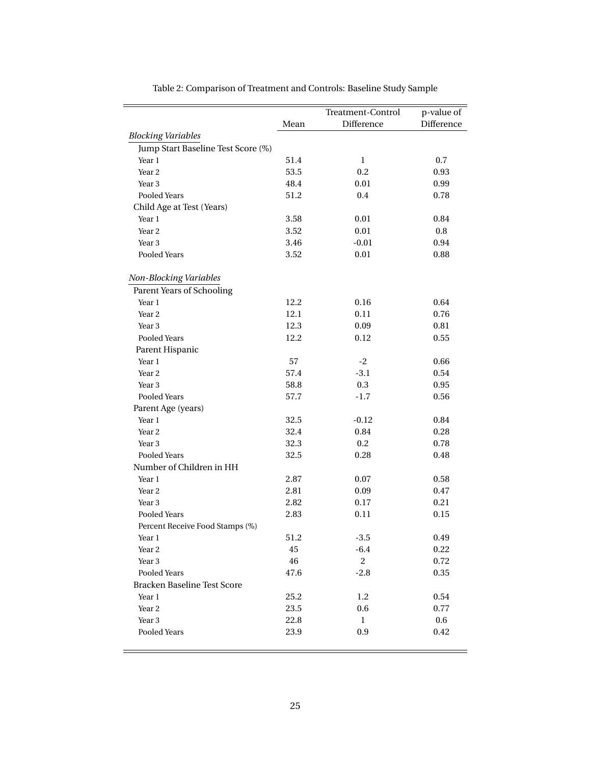Table 2: Comparison of Treatment and Controls: Baseline Study Sample

| | Mean | Treatment-Control Difference | p-value of Difference |
|---|---|---|---|
| *Blocking Variables* | | | |
| Jump Start Baseline Test Score (%) | | | |
| Year 1 | 51.4 | 1 | 0.7 |
| Year 2 | 53.5 | 0.2 | 0.93 |
| Year 3 | 48.4 | 0.01 | 0.99 |
| Pooled Years | 51.2 | 0.4 | 0.78 |
| Child Age at Test (Years) | | | |
| Year 1 | 3.58 | 0.01 | 0.84 |
| Year 2 | 3.52 | 0.01 | 0.8 |
| Year 3 | 3.46 | -0.01 | 0.94 |
| Pooled Years | 3.52 | 0.01 | 0.88 |
| *Non-Blocking Variables* | | | |
| Parent Years of Schooling | | | |
| Year 1 | 12.2 | 0.16 | 0.64 |
| Year 2 | 12.1 | 0.11 | 0.76 |
| Year 3 | 12.3 | 0.09 | 0.81 |
| Pooled Years | 12.2 | 0.12 | 0.55 |
| Parent Hispanic | | | |
| Year 1 | 57 | -2 | 0.66 |
| Year 2 | 57.4 | -3.1 | 0.54 |
| Year 3 | 58.8 | 0.3 | 0.95 |
| Pooled Years | 57.7 | -1.7 | 0.56 |
| Parent Age (years) | | | |
| Year 1 | 32.5 | -0.12 | 0.84 |
| Year 2 | 32.4 | 0.84 | 0.28 |
| Year 3 | 32.3 | 0.2 | 0.78 |
| Pooled Years | 32.5 | 0.28 | 0.48 |
| Number of Children in HH | | | |
| Year 1 | 2.87 | 0.07 | 0.58 |
| Year 2 | 2.81 | 0.09 | 0.47 |
| Year 3 | 2.82 | 0.17 | 0.21 |
| Pooled Years | 2.83 | 0.11 | 0.15 |
| Percent Receive Food Stamps (%) | | | |
| Year 1 | 51.2 | -3.5 | 0.49 |
| Year 2 | 45 | -6.4 | 0.22 |
| Year 3 | 46 | 2 | 0.72 |
| Pooled Years | 47.6 | -2.8 | 0.35 |
| Bracken Baseline Test Score | | | |
| Year 1 | 25.2 | 1.2 | 0.54 |
| Year 2 | 23.5 | 0.6 | 0.77 |
| Year 3 | 22.8 | 1 | 0.6 |
| Pooled Years | 23.9 | 0.9 | 0.42 |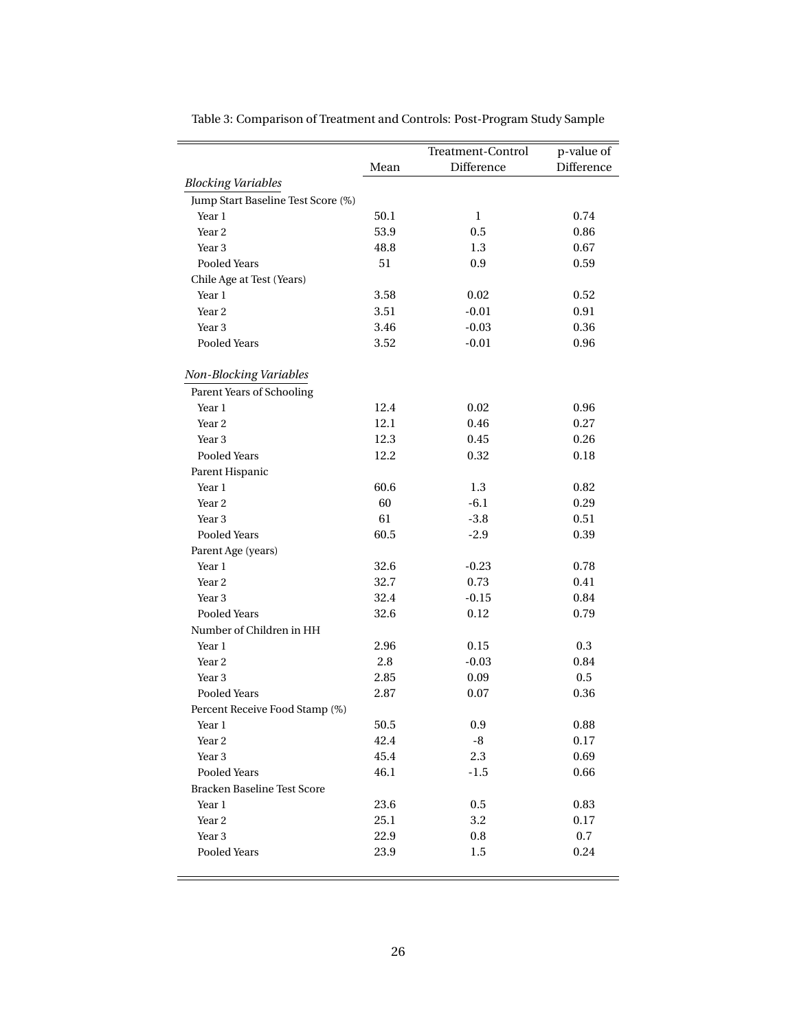Table 3: Comparison of Treatment and Controls: Post-Program Study Sample

| | Mean | Treatment-Control Difference | p-value of Difference |
|---|---|---|---|
| *Blocking Variables* | | | |
| Jump Start Baseline Test Score (%) | | | |
| Year 1 | 50.1 | 1 | 0.74 |
| Year 2 | 53.9 | 0.5 | 0.86 |
| Year 3 | 48.8 | 1.3 | 0.67 |
| Pooled Years | 51 | 0.9 | 0.59 |
| Chile Age at Test (Years) | | | |
| Year 1 | 3.58 | 0.02 | 0.52 |
| Year 2 | 3.51 | -0.01 | 0.91 |
| Year 3 | 3.46 | -0.03 | 0.36 |
| Pooled Years | 3.52 | -0.01 | 0.96 |
| *Non-Blocking Variables* | | | |
| Parent Years of Schooling | | | |
| Year 1 | 12.4 | 0.02 | 0.96 |
| Year 2 | 12.1 | 0.46 | 0.27 |
| Year 3 | 12.3 | 0.45 | 0.26 |
| Pooled Years | 12.2 | 0.32 | 0.18 |
| Parent Hispanic | | | |
| Year 1 | 60.6 | 1.3 | 0.82 |
| Year 2 | 60 | -6.1 | 0.29 |
| Year 3 | 61 | -3.8 | 0.51 |
| Pooled Years | 60.5 | -2.9 | 0.39 |
| Parent Age (years) | | | |
| Year 1 | 32.6 | -0.23 | 0.78 |
| Year 2 | 32.7 | 0.73 | 0.41 |
| Year 3 | 32.4 | -0.15 | 0.84 |
| Pooled Years | 32.6 | 0.12 | 0.79 |
| Number of Children in HH | | | |
| Year 1 | 2.96 | 0.15 | 0.3 |
| Year 2 | 2.8 | -0.03 | 0.84 |
| Year 3 | 2.85 | 0.09 | 0.5 |
| Pooled Years | 2.87 | 0.07 | 0.36 |
| Percent Receive Food Stamp (%) | | | |
| Year 1 | 50.5 | 0.9 | 0.88 |
| Year 2 | 42.4 | -8 | 0.17 |
| Year 3 | 45.4 | 2.3 | 0.69 |
| Pooled Years | 46.1 | -1.5 | 0.66 |
| Bracken Baseline Test Score | | | |
| Year 1 | 23.6 | 0.5 | 0.83 |
| Year 2 | 25.1 | 3.2 | 0.17 |
| Year 3 | 22.9 | 0.8 | 0.7 |
| Pooled Years | 23.9 | 1.5 | 0.24 |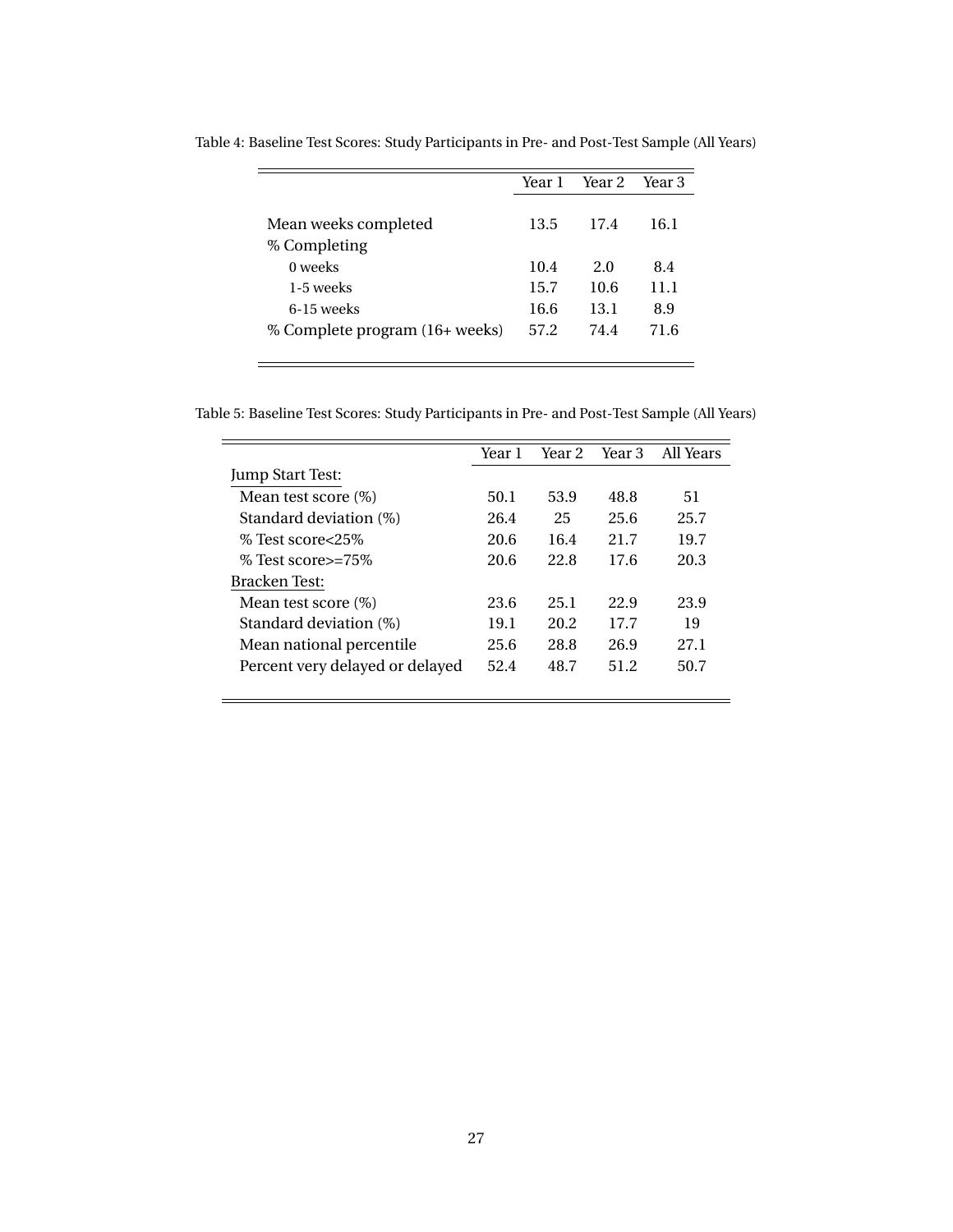Table 4: Baseline Test Scores: Study Participants in Pre- and Post-Test Sample (All Years)

| | Year 1 | Year 2 | Year 3 |
|---|---|---|---|
| Mean weeks completed | 13.5 | 17.4 | 16.1 |
| % Completing | | | |
| 0 weeks | 10.4 | 2.0 | 8.4 |
| 1-5 weeks | 15.7 | 10.6 | 11.1 |
| 6-15 weeks | 16.6 | 13.1 | 8.9 |
| % Complete program (16+ weeks) | 57.2 | 74.4 | 71.6 |

Table 5: Baseline Test Scores: Study Participants in Pre- and Post-Test Sample (All Years)

| | Year 1 | Year 2 | Year 3 | All Years |
|---|---|---|---|---|
| Jump Start Test: | | | | |
| Mean test score (%) | 50.1 | 53.9 | 48.8 | 51 |
| Standard deviation (%) | 26.4 | 25 | 25.6 | 25.7 |
| % Test score<25% | 20.6 | 16.4 | 21.7 | 19.7 |
| % Test score>=75% | 20.6 | 22.8 | 17.6 | 20.3 |
| Bracken Test: | | | | |
| Mean test score (%) | 23.6 | 25.1 | 22.9 | 23.9 |
| Standard deviation (%) | 19.1 | 20.2 | 17.7 | 19 |
| Mean national percentile | 25.6 | 28.8 | 26.9 | 27.1 |
| Percent very delayed or delayed | 52.4 | 48.7 | 51.2 | 50.7 |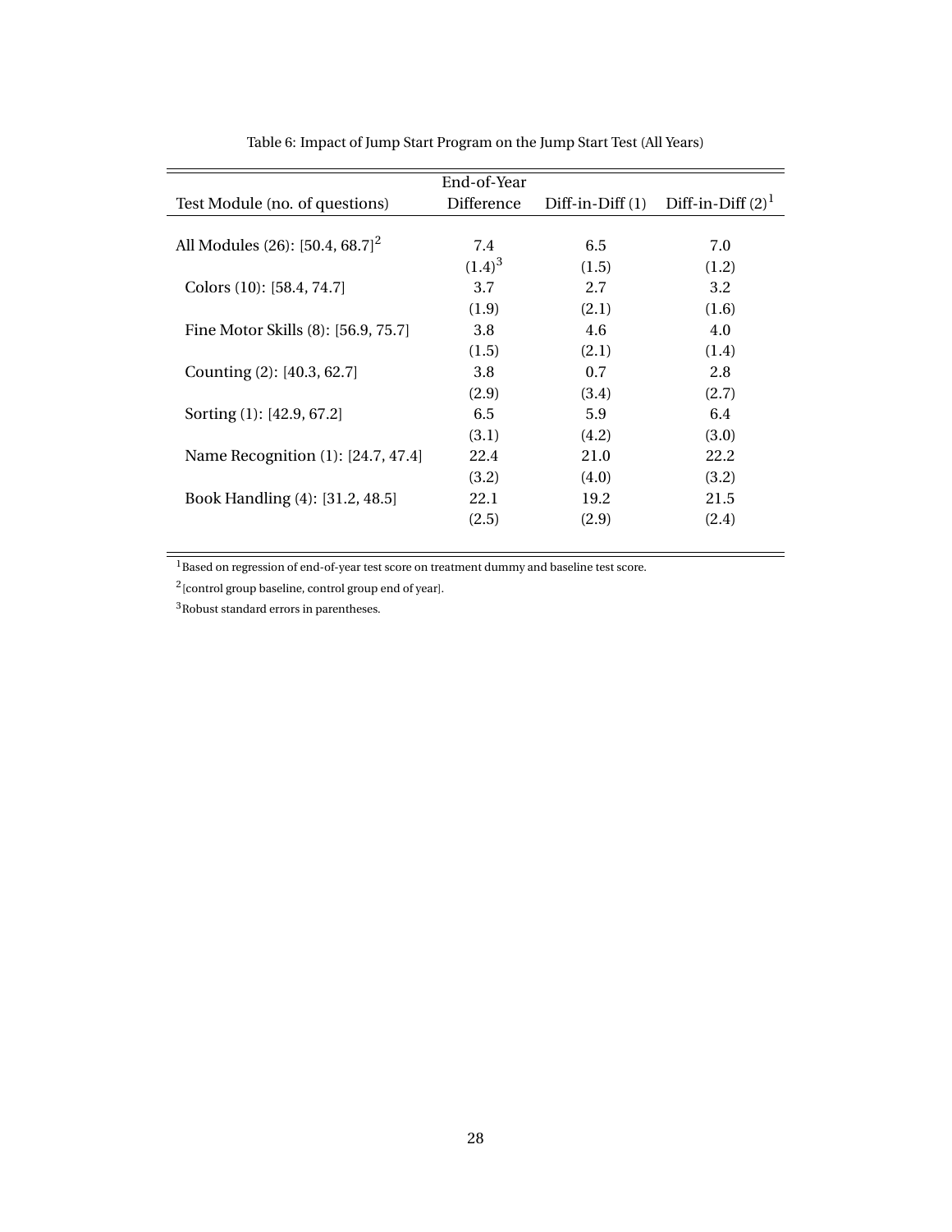Table 6: Impact of Jump Start Program on the Jump Start Test (All Years)

| Test Module (no. of questions) | End-of-Year Difference | Diff-in-Diff (1) | Diff-in-Diff (2)[1] |
|---|---|---|---|
| All Modules (26): [50.4, 68.7][2] | 7.4 | 6.5 | 7.0 |
| | (1.4)[3] | (1.5) | (1.2) |
| Colors (10): [58.4, 74.7] | 3.7 | 2.7 | 3.2 |
| | (1.9) | (2.1) | (1.6) |
| Fine Motor Skills (8): [56.9, 75.7] | 3.8 | 4.6 | 4.0 |
| | (1.5) | (2.1) | (1.4) |
| Counting (2): [40.3, 62.7] | 3.8 | 0.7 | 2.8 |
| | (2.9) | (3.4) | (2.7) |
| Sorting (1): [42.9, 67.2] | 6.5 | 5.9 | 6.4 |
| | (3.1) | (4.2) | (3.0) |
| Name Recognition (1): [24.7, 47.4] | 22.4 | 21.0 | 22.2 |
| | (3.2) | (4.0) | (3.2) |
| Book Handling (4): [31.2, 48.5] | 22.1 | 19.2 | 21.5 |
| | (2.5) | (2.9) | (2.4) |

[1] Based on regression of end-of-year test score on treatment dummy and baseline test score.

[2] [control group baseline, control group end of year].

[3] Robust standard errors in parentheses.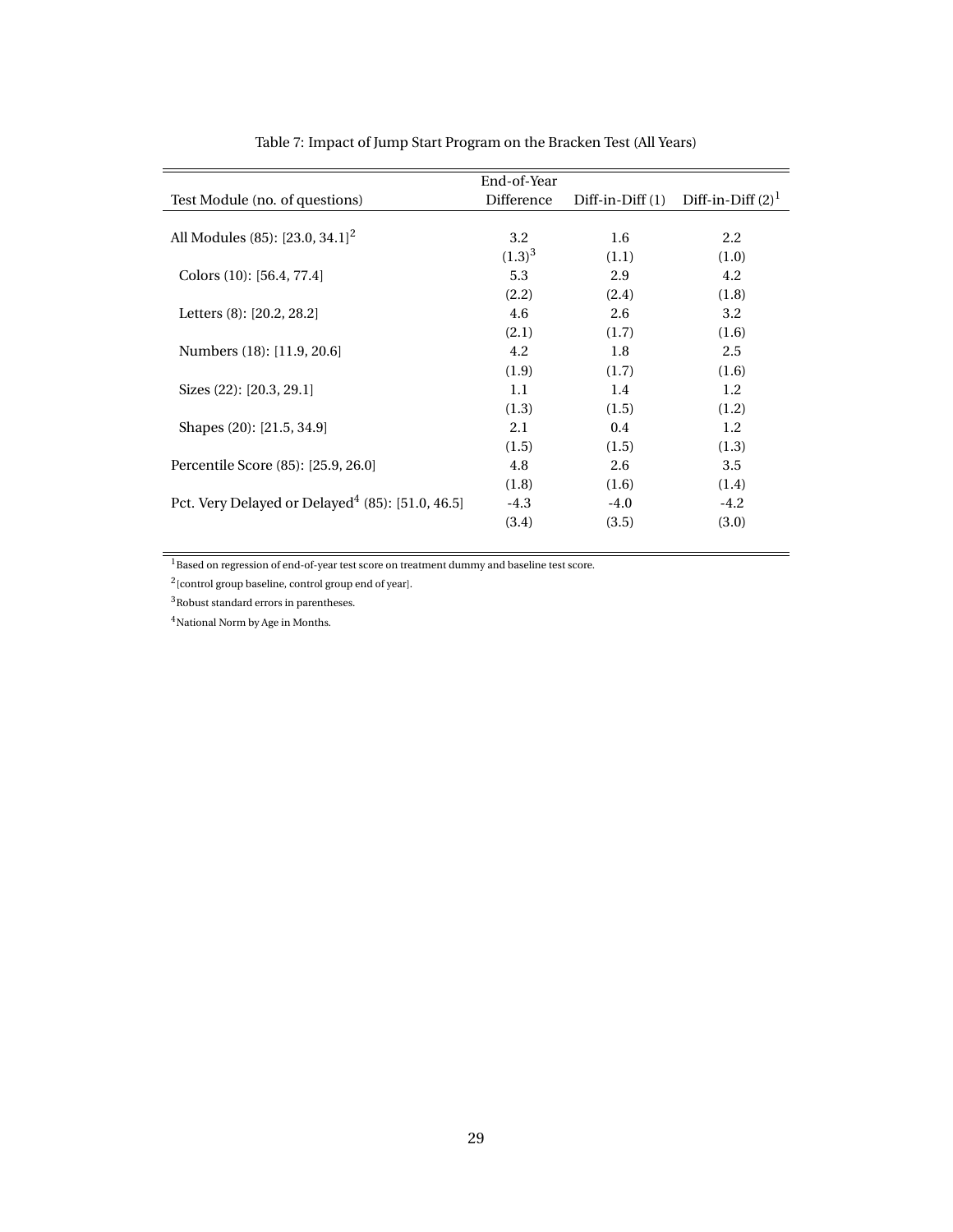Table 7: Impact of Jump Start Program on the Bracken Test (All Years)

| Test Module (no. of questions) | End-of-Year Difference | Diff-in-Diff (1) | Diff-in-Diff (2)[1] |
|---|---|---|---|
| All Modules (85): [23.0, 34.1][2] | 3.2 | 1.6 | 2.2 |
| | (1.3)[3] | (1.1) | (1.0) |
| Colors (10): [56.4, 77.4] | 5.3 | 2.9 | 4.2 |
| | (2.2) | (2.4) | (1.8) |
| Letters (8): [20.2, 28.2] | 4.6 | 2.6 | 3.2 |
| | (2.1) | (1.7) | (1.6) |
| Numbers (18): [11.9, 20.6] | 4.2 | 1.8 | 2.5 |
| | (1.9) | (1.7) | (1.6) |
| Sizes (22): [20.3, 29.1] | 1.1 | 1.4 | 1.2 |
| | (1.3) | (1.5) | (1.2) |
| Shapes (20): [21.5, 34.9] | 2.1 | 0.4 | 1.2 |
| | (1.5) | (1.5) | (1.3) |
| Percentile Score (85): [25.9, 26.0] | 4.8 | 2.6 | 3.5 |
| | (1.8) | (1.6) | (1.4) |
| Pct. Very Delayed or Delayed[4] (85): [51.0, 46.5] | -4.3 | -4.0 | -4.2 |
| | (3.4) | (3.5) | (3.0) |

[1] Based on regression of end-of-year test score on treatment dummy and baseline test score.

[2] [control group baseline, control group end of year].

[3] Robust standard errors in parentheses.

[4] National Norm by Age in Months.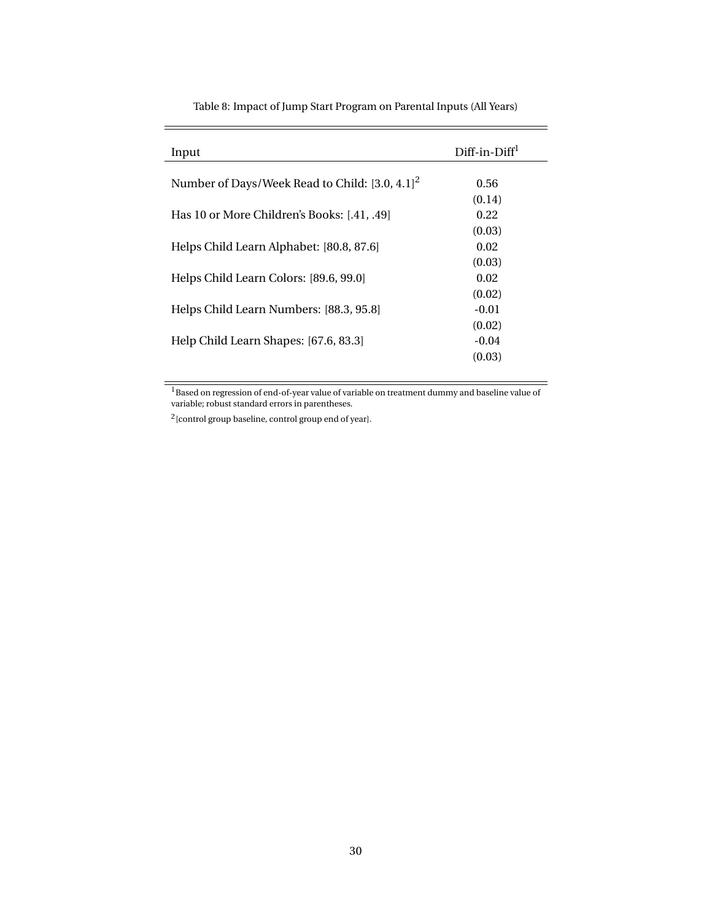Table 8: Impact of Jump Start Program on Parental Inputs (All Years)

| Input | Diff-in-Diff[1] |
|---|---|
| Number of Days/Week Read to Child: [3.0, 4.1][2] | 0.56 |
| | (0.14) |
| Has 10 or More Children's Books: [.41, .49] | 0.22 |
| | (0.03) |
| Helps Child Learn Alphabet: [80.8, 87.6] | 0.02 |
| | (0.03) |
| Helps Child Learn Colors: [89.6, 99.0] | 0.02 |
| | (0.02) |
| Helps Child Learn Numbers: [88.3, 95.8] | -0.01 |
| | (0.02) |
| Help Child Learn Shapes: [67.6, 83.3] | -0.04 |
| | (0.03) |

[1] Based on regression of end-of-year value of variable on treatment dummy and baseline value of variable; robust standard errors in parentheses.

[2] [control group baseline, control group end of year].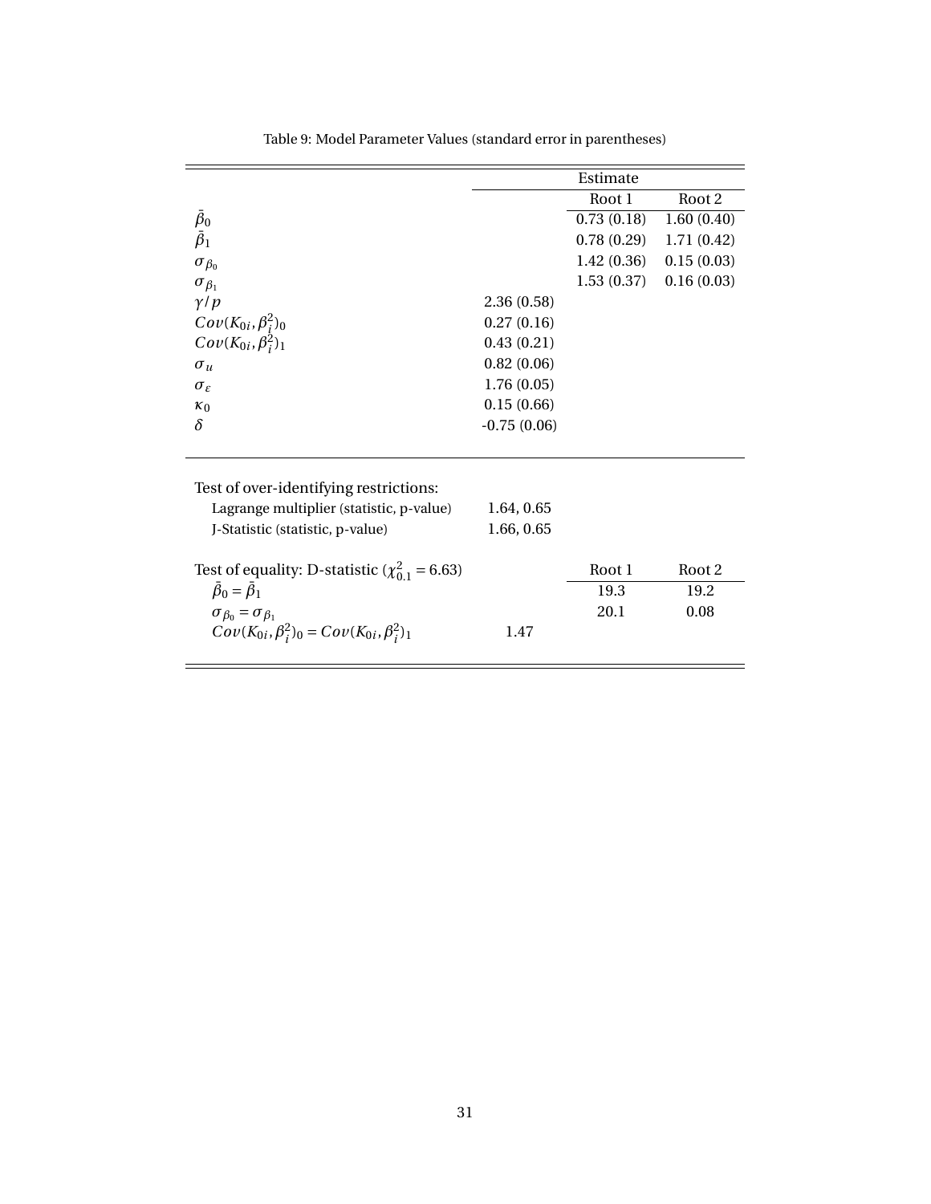Table 9: Model Parameter Values (standard error in parentheses)

| | | Estimate | |
|---|---|---|---|
| | | Root 1 | Root 2 |
| $\bar{\beta}_0$ | | 0.73 (0.18) | 1.60 (0.40) |
| $\bar{\beta}_1$ | | 0.78 (0.29) | 1.71 (0.42) |
| $\sigma_{\beta_0}$ | | 1.42 (0.36) | 0.15 (0.03) |
| $\sigma_{\beta_1}$ | | 1.53 (0.37) | 0.16 (0.03) |
| $\gamma/p$ | 2.36 (0.58) | | |
| $Cov(K_{0i}, \beta_i^2)_0$ | 0.27 (0.16) | | |
| $Cov(K_{0i}, \beta_i^2)_1$ | 0.43 (0.21) | | |
| $\sigma_u$ | 0.82 (0.06) | | |
| $\sigma_\varepsilon$ | 1.76 (0.05) | | |
| $\kappa_0$ | 0.15 (0.66) | | |
| $\delta$ | -0.75 (0.06) | | |
| Test of over-identifying restrictions: | | | |
| Lagrange multiplier (statistic, p-value) | 1.64, 0.65 | | |
| J-Statistic (statistic, p-value) | 1.66, 0.65 | | |
| Test of equality: D-statistic ($\chi^2_{0.1} = 6.63$) | | Root 1 | Root 2 |
| $\bar{\beta}_0 = \bar{\beta}_1$ | | 19.3 | 19.2 |
| $\sigma_{\beta_0} = \sigma_{\beta_1}$ | | 20.1 | 0.08 |
| $Cov(K_{0i}, \beta_i^2)_0 = Cov(K_{0i}, \beta_i^2)_1$ | 1.47 | | |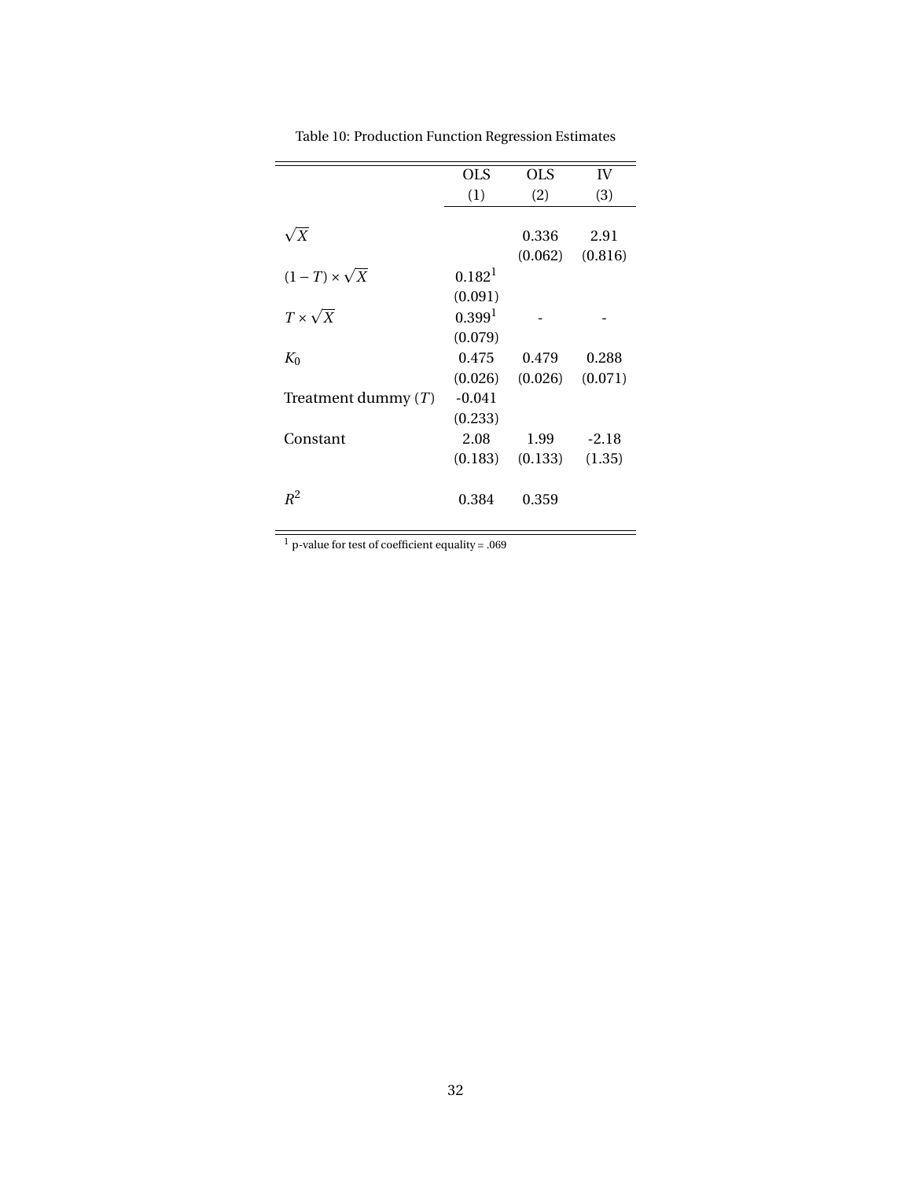Table 10: Production Function Regression Estimates

| | OLS (1) | OLS (2) | IV (3) |
|---|---|---|---|
| $\sqrt{X}$ | | 0.336 | 2.91 |
| | | (0.062) | (0.816) |
| $(1-T) \times \sqrt{X}$ | 0.182[1] | | |
| | (0.091) | | |
| $T \times \sqrt{X}$ | 0.399[1] | - | - |
| | (0.079) | | |
| $K_0$ | 0.475 | 0.479 | 0.288 |
| | (0.026) | (0.026) | (0.071) |
| Treatment dummy ($T$) | -0.041 | | |
| | (0.233) | | |
| Constant | 2.08 | 1.99 | -2.18 |
| | (0.183) | (0.133) | (1.35) |
| $R^2$ | 0.384 | 0.359 | |

[1] p-value for test of coefficient equality = .069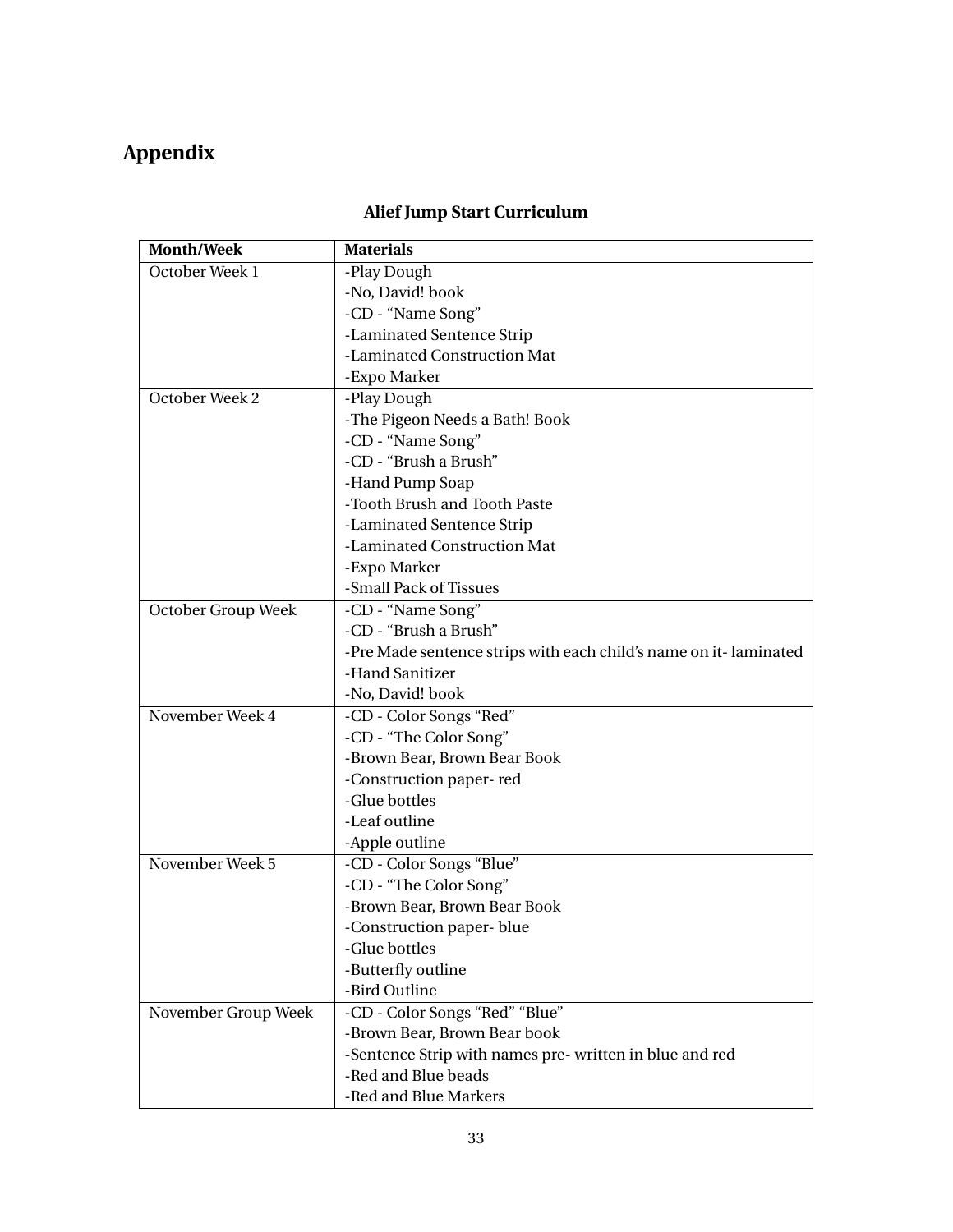# Appendix

**Alief Jump Start Curriculum**

| Month/Week | Materials |
| --- | --- |
| October Week 1 | -Play Dough<br>-No, David! book<br>-CD - “Name Song”<br>-Laminated Sentence Strip<br>-Laminated Construction Mat<br>-Expo Marker |
| October Week 2 | -Play Dough<br>-The Pigeon Needs a Bath! Book<br>-CD - “Name Song”<br>-CD - “Brush a Brush”<br>-Hand Pump Soap<br>-Tooth Brush and Tooth Paste<br>-Laminated Sentence Strip<br>-Laminated Construction Mat<br>-Expo Marker<br>-Small Pack of Tissues |
| October Group Week | -CD - “Name Song”<br>-CD - “Brush a Brush”<br>-Pre Made sentence strips with each child’s name on it- laminated<br>-Hand Sanitizer<br>-No, David! book |
| November Week 4 | -CD - Color Songs “Red”<br>-CD - “The Color Song”<br>-Brown Bear, Brown Bear Book<br>-Construction paper- red<br>-Glue bottles<br>-Leaf outline<br>-Apple outline |
| November Week 5 | -CD - Color Songs “Blue”<br>-CD - “The Color Song”<br>-Brown Bear, Brown Bear Book<br>-Construction paper- blue<br>-Glue bottles<br>-Butterfly outline<br>-Bird Outline |
| November Group Week | -CD - Color Songs “Red” “Blue”<br>-Brown Bear, Brown Bear book<br>-Sentence Strip with names pre- written in blue and red<br>-Red and Blue beads<br>-Red and Blue Markers |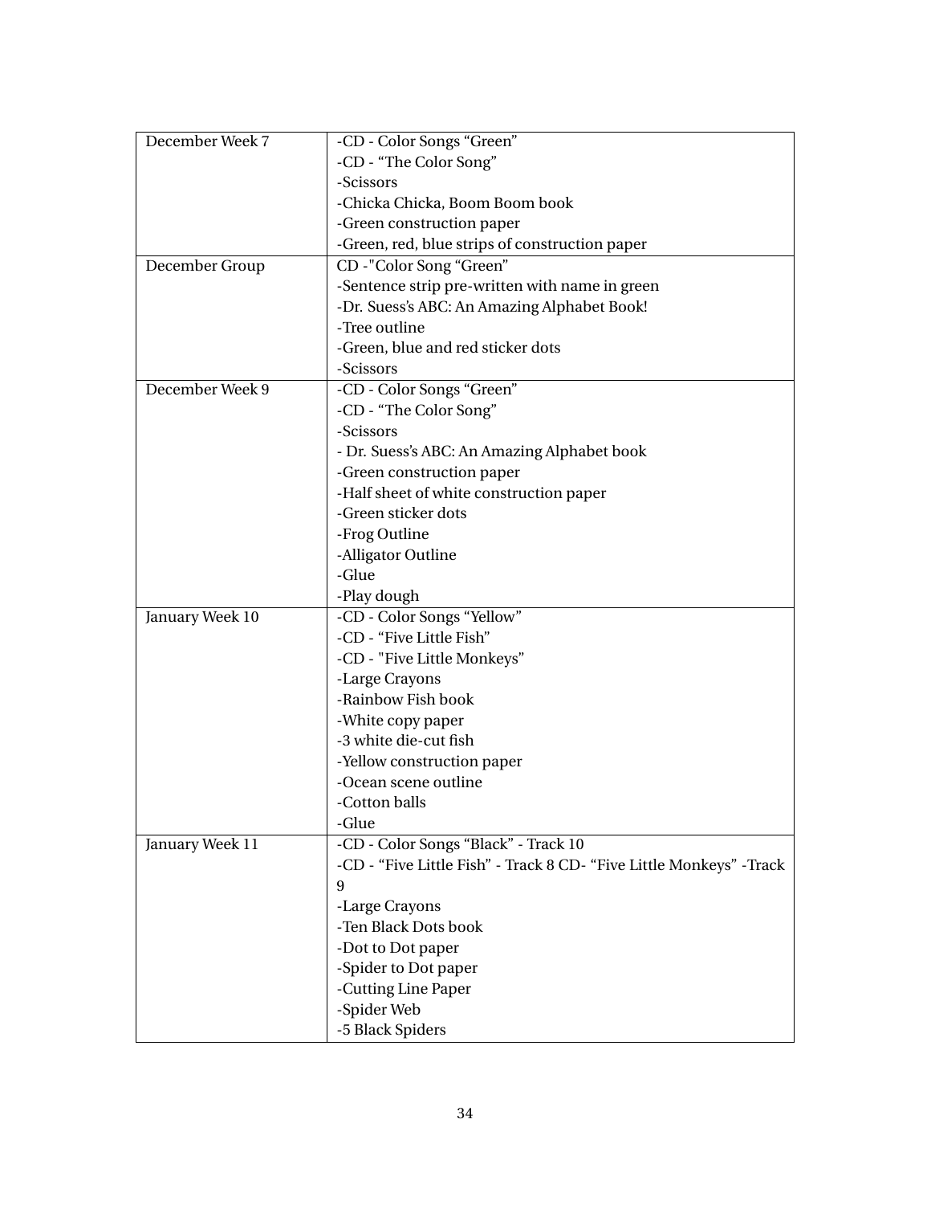| | |
|---|---|
| December Week 7 | -CD - Color Songs “Green”<br>-CD - “The Color Song”<br>-Scissors<br>-Chicka Chicka, Boom Boom book<br>-Green construction paper<br>-Green, red, blue strips of construction paper |
| December Group | CD -"Color Song “Green”<br>-Sentence strip pre-written with name in green<br>-Dr. Suess’s ABC: An Amazing Alphabet Book!<br>-Tree outline<br>-Green, blue and red sticker dots<br>-Scissors |
| December Week 9 | -CD - Color Songs “Green”<br>-CD - “The Color Song”<br>-Scissors<br>- Dr. Suess’s ABC: An Amazing Alphabet book<br>-Green construction paper<br>-Half sheet of white construction paper<br>-Green sticker dots<br>-Frog Outline<br>-Alligator Outline<br>-Glue<br>-Play dough |
| January Week 10 | -CD - Color Songs “Yellow”<br>-CD - “Five Little Fish”<br>-CD - "Five Little Monkeys”<br>-Large Crayons<br>-Rainbow Fish book<br>-White copy paper<br>-3 white die-cut fish<br>-Yellow construction paper<br>-Ocean scene outline<br>-Cotton balls<br>-Glue |
| January Week 11 | -CD - Color Songs “Black” - Track 10<br>-CD - “Five Little Fish” - Track 8 CD- “Five Little Monkeys” -Track 9<br>-Large Crayons<br>-Ten Black Dots book<br>-Dot to Dot paper<br>-Spider to Dot paper<br>-Cutting Line Paper<br>-Spider Web<br>-5 Black Spiders |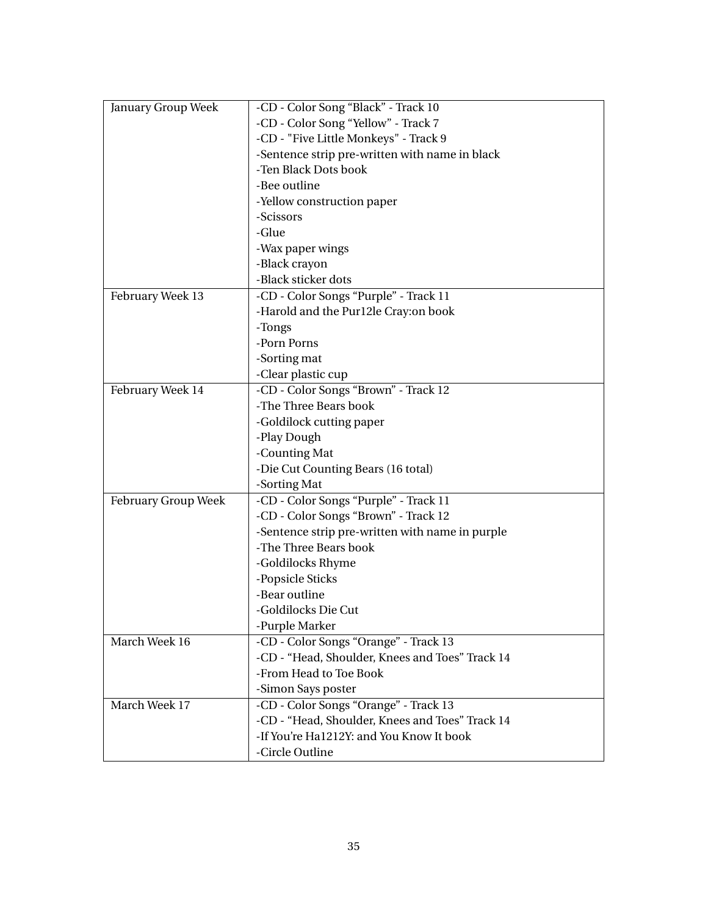| | |
|---|---|
| January Group Week | -CD - Color Song “Black” - Track 10<br>-CD - Color Song “Yellow” - Track 7<br>-CD - "Five Little Monkeys" - Track 9<br>-Sentence strip pre-written with name in black<br>-Ten Black Dots book<br>-Bee outline<br>-Yellow construction paper<br>-Scissors<br>-Glue<br>-Wax paper wings<br>-Black crayon<br>-Black sticker dots |
| February Week 13 | -CD - Color Songs “Purple” - Track 11<br>-Harold and the Pur12le Cray:on book<br>-Tongs<br>-Porn Porns<br>-Sorting mat<br>-Clear plastic cup |
| February Week 14 | -CD - Color Songs “Brown” - Track 12<br>-The Three Bears book<br>-Goldilock cutting paper<br>-Play Dough<br>-Counting Mat<br>-Die Cut Counting Bears (16 total)<br>-Sorting Mat |
| February Group Week | -CD - Color Songs “Purple” - Track 11<br>-CD - Color Songs “Brown” - Track 12<br>-Sentence strip pre-written with name in purple<br>-The Three Bears book<br>-Goldilocks Rhyme<br>-Popsicle Sticks<br>-Bear outline<br>-Goldilocks Die Cut<br>-Purple Marker |
| March Week 16 | -CD - Color Songs “Orange” - Track 13<br>-CD - “Head, Shoulder, Knees and Toes” Track 14<br>-From Head to Toe Book<br>-Simon Says poster |
| March Week 17 | -CD - Color Songs “Orange” - Track 13<br>-CD - “Head, Shoulder, Knees and Toes” Track 14<br>-If You’re Ha1212Y: and You Know It book<br>-Circle Outline |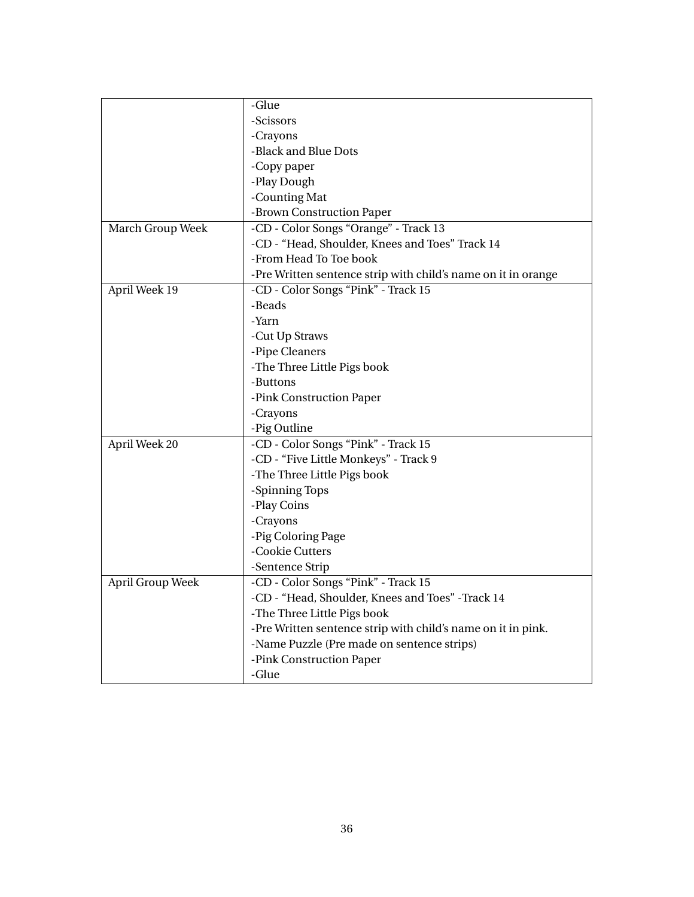| | |
|---|---|
| | -Glue<br>-Scissors<br>-Crayons<br>-Black and Blue Dots<br>-Copy paper<br>-Play Dough<br>-Counting Mat<br>-Brown Construction Paper |
| March Group Week | -CD - Color Songs "Orange" - Track 13<br>-CD - "Head, Shoulder, Knees and Toes" Track 14<br>-From Head To Toe book<br>-Pre Written sentence strip with child's name on it in orange |
| April Week 19 | -CD - Color Songs "Pink" - Track 15<br>-Beads<br>-Yarn<br>-Cut Up Straws<br>-Pipe Cleaners<br>-The Three Little Pigs book<br>-Buttons<br>-Pink Construction Paper<br>-Crayons<br>-Pig Outline |
| April Week 20 | -CD - Color Songs "Pink" - Track 15<br>-CD - "Five Little Monkeys" - Track 9<br>-The Three Little Pigs book<br>-Spinning Tops<br>-Play Coins<br>-Crayons<br>-Pig Coloring Page<br>-Cookie Cutters<br>-Sentence Strip |
| April Group Week | -CD - Color Songs "Pink" - Track 15<br>-CD - "Head, Shoulder, Knees and Toes" -Track 14<br>-The Three Little Pigs book<br>-Pre Written sentence strip with child's name on it in pink.<br>-Name Puzzle (Pre made on sentence strips)<br>-Pink Construction Paper<br>-Glue |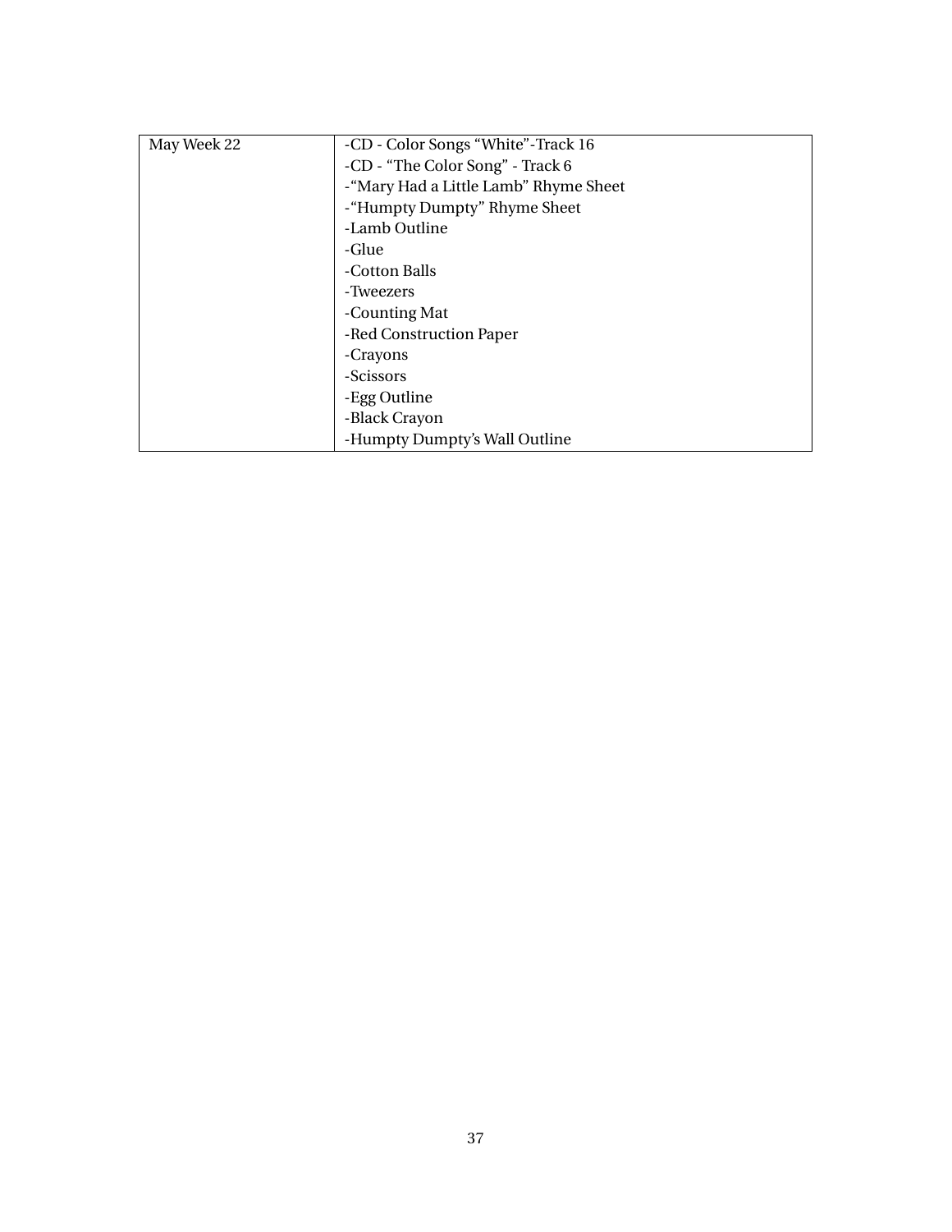| | |
|---|---|
| May Week 22 | -CD - Color Songs “White”-Track 16<br>-CD - “The Color Song” - Track 6<br>-“Mary Had a Little Lamb” Rhyme Sheet<br>-“Humpty Dumpty” Rhyme Sheet<br>-Lamb Outline<br>-Glue<br>-Cotton Balls<br>-Tweezers<br>-Counting Mat<br>-Red Construction Paper<br>-Crayons<br>-Scissors<br>-Egg Outline<br>-Black Crayon<br>-Humpty Dumpty’s Wall Outline |